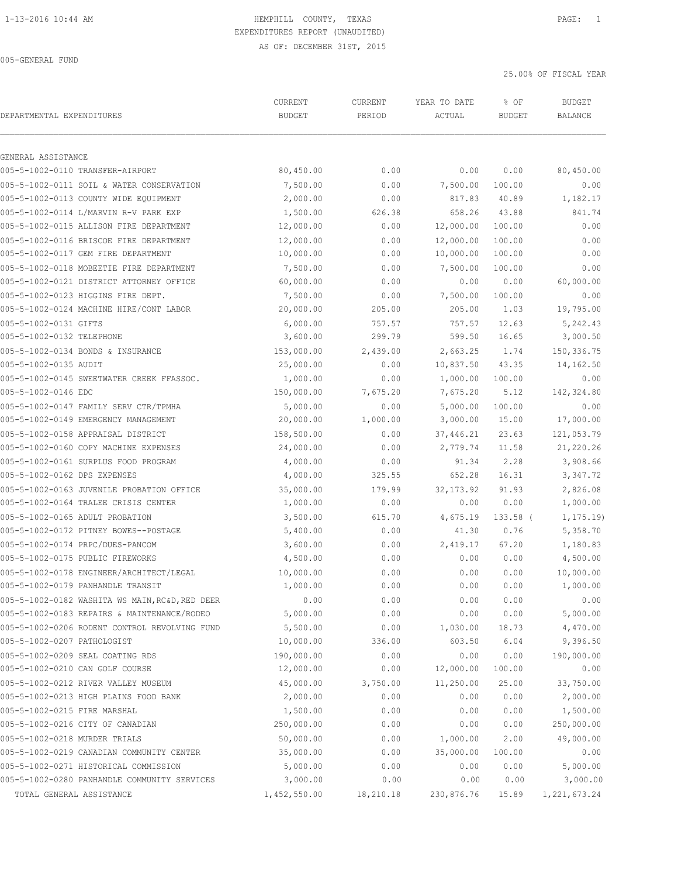HEMPHILL COUNTY, TEXAS

EXPENDITURES REPORT (UNAUDITED)

AS OF: DECEMBER 31ST, 2015

005-GENERAL FUND

25.00% OF FISCAL YEAR

| DEPARTMENTAL EXPENDITURES | CURRENT BUDGET | CURRENT PERIOD | YEAR TO DATE ACTUAL | % OF BUDGET | BUDGET BALANCE |
|---|---|---|---|---|---|
| GENERAL ASSISTANCE | | | | | |
| 005-5-1002-0110 TRANSFER-AIRPORT | 80,450.00 | 0.00 | 0.00 | 0.00 | 80,450.00 |
| 005-5-1002-0111 SOIL & WATER CONSERVATION | 7,500.00 | 0.00 | 7,500.00 | 100.00 | 0.00 |
| 005-5-1002-0113 COUNTY WIDE EQUIPMENT | 2,000.00 | 0.00 | 817.83 | 40.89 | 1,182.17 |
| 005-5-1002-0114 L/MARVIN R-V PARK EXP | 1,500.00 | 626.38 | 658.26 | 43.88 | 841.74 |
| 005-5-1002-0115 ALLISON FIRE DEPARTMENT | 12,000.00 | 0.00 | 12,000.00 | 100.00 | 0.00 |
| 005-5-1002-0116 BRISCOE FIRE DEPARTMENT | 12,000.00 | 0.00 | 12,000.00 | 100.00 | 0.00 |
| 005-5-1002-0117 GEM FIRE DEPARTMENT | 10,000.00 | 0.00 | 10,000.00 | 100.00 | 0.00 |
| 005-5-1002-0118 MOBEETIE FIRE DEPARTMENT | 7,500.00 | 0.00 | 7,500.00 | 100.00 | 0.00 |
| 005-5-1002-0121 DISTRICT ATTORNEY OFFICE | 60,000.00 | 0.00 | 0.00 | 0.00 | 60,000.00 |
| 005-5-1002-0123 HIGGINS FIRE DEPT. | 7,500.00 | 0.00 | 7,500.00 | 100.00 | 0.00 |
| 005-5-1002-0124 MACHINE HIRE/CONT LABOR | 20,000.00 | 205.00 | 205.00 | 1.03 | 19,795.00 |
| 005-5-1002-0131 GIFTS | 6,000.00 | 757.57 | 757.57 | 12.63 | 5,242.43 |
| 005-5-1002-0132 TELEPHONE | 3,600.00 | 299.79 | 599.50 | 16.65 | 3,000.50 |
| 005-5-1002-0134 BONDS & INSURANCE | 153,000.00 | 2,439.00 | 2,663.25 | 1.74 | 150,336.75 |
| 005-5-1002-0135 AUDIT | 25,000.00 | 0.00 | 10,837.50 | 43.35 | 14,162.50 |
| 005-5-1002-0145 SWEETWATER CREEK FFASSOC. | 1,000.00 | 0.00 | 1,000.00 | 100.00 | 0.00 |
| 005-5-1002-0146 EDC | 150,000.00 | 7,675.20 | 7,675.20 | 5.12 | 142,324.80 |
| 005-5-1002-0147 FAMILY SERV CTR/TPMHA | 5,000.00 | 0.00 | 5,000.00 | 100.00 | 0.00 |
| 005-5-1002-0149 EMERGENCY MANAGEMENT | 20,000.00 | 1,000.00 | 3,000.00 | 15.00 | 17,000.00 |
| 005-5-1002-0158 APPRAISAL DISTRICT | 158,500.00 | 0.00 | 37,446.21 | 23.63 | 121,053.79 |
| 005-5-1002-0160 COPY MACHINE EXPENSES | 24,000.00 | 0.00 | 2,779.74 | 11.58 | 21,220.26 |
| 005-5-1002-0161 SURPLUS FOOD PROGRAM | 4,000.00 | 0.00 | 91.34 | 2.28 | 3,908.66 |
| 005-5-1002-0162 DPS EXPENSES | 4,000.00 | 325.55 | 652.28 | 16.31 | 3,347.72 |
| 005-5-1002-0163 JUVENILE PROBATION OFFICE | 35,000.00 | 179.99 | 32,173.92 | 91.93 | 2,826.08 |
| 005-5-1002-0164 TRALEE CRISIS CENTER | 1,000.00 | 0.00 | 0.00 | 0.00 | 1,000.00 |
| 005-5-1002-0165 ADULT PROBATION | 3,500.00 | 615.70 | 4,675.19 | 133.58 | ( 1,175.19) |
| 005-5-1002-0172 PITNEY BOWES--POSTAGE | 5,400.00 | 0.00 | 41.30 | 0.76 | 5,358.70 |
| 005-5-1002-0174 PRPC/DUES-PANCOM | 3,600.00 | 0.00 | 2,419.17 | 67.20 | 1,180.83 |
| 005-5-1002-0175 PUBLIC FIREWORKS | 4,500.00 | 0.00 | 0.00 | 0.00 | 4,500.00 |
| 005-5-1002-0178 ENGINEER/ARCHITECT/LEGAL | 10,000.00 | 0.00 | 0.00 | 0.00 | 10,000.00 |
| 005-5-1002-0179 PANHANDLE TRANSIT | 1,000.00 | 0.00 | 0.00 | 0.00 | 1,000.00 |
| 005-5-1002-0182 WASHITA WS MAIN,RC&D,RED DEER | 0.00 | 0.00 | 0.00 | 0.00 | 0.00 |
| 005-5-1002-0183 REPAIRS & MAINTENANCE/RODEO | 5,000.00 | 0.00 | 0.00 | 0.00 | 5,000.00 |
| 005-5-1002-0206 RODENT CONTROL REVOLVING FUND | 5,500.00 | 0.00 | 1,030.00 | 18.73 | 4,470.00 |
| 005-5-1002-0207 PATHOLOGIST | 10,000.00 | 336.00 | 603.50 | 6.04 | 9,396.50 |
| 005-5-1002-0209 SEAL COATING RDS | 190,000.00 | 0.00 | 0.00 | 0.00 | 190,000.00 |
| 005-5-1002-0210 CAN GOLF COURSE | 12,000.00 | 0.00 | 12,000.00 | 100.00 | 0.00 |
| 005-5-1002-0212 RIVER VALLEY MUSEUM | 45,000.00 | 3,750.00 | 11,250.00 | 25.00 | 33,750.00 |
| 005-5-1002-0213 HIGH PLAINS FOOD BANK | 2,000.00 | 0.00 | 0.00 | 0.00 | 2,000.00 |
| 005-5-1002-0215 FIRE MARSHAL | 1,500.00 | 0.00 | 0.00 | 0.00 | 1,500.00 |
| 005-5-1002-0216 CITY OF CANADIAN | 250,000.00 | 0.00 | 0.00 | 0.00 | 250,000.00 |
| 005-5-1002-0218 MURDER TRIALS | 50,000.00 | 0.00 | 1,000.00 | 2.00 | 49,000.00 |
| 005-5-1002-0219 CANADIAN COMMUNITY CENTER | 35,000.00 | 0.00 | 35,000.00 | 100.00 | 0.00 |
| 005-5-1002-0271 HISTORICAL COMMISSION | 5,000.00 | 0.00 | 0.00 | 0.00 | 5,000.00 |
| 005-5-1002-0280 PANHANDLE COMMUNITY SERVICES | 3,000.00 | 0.00 | 0.00 | 0.00 | 3,000.00 |
| TOTAL GENERAL ASSISTANCE | 1,452,550.00 | 18,210.18 | 230,876.76 | 15.89 | 1,221,673.24 |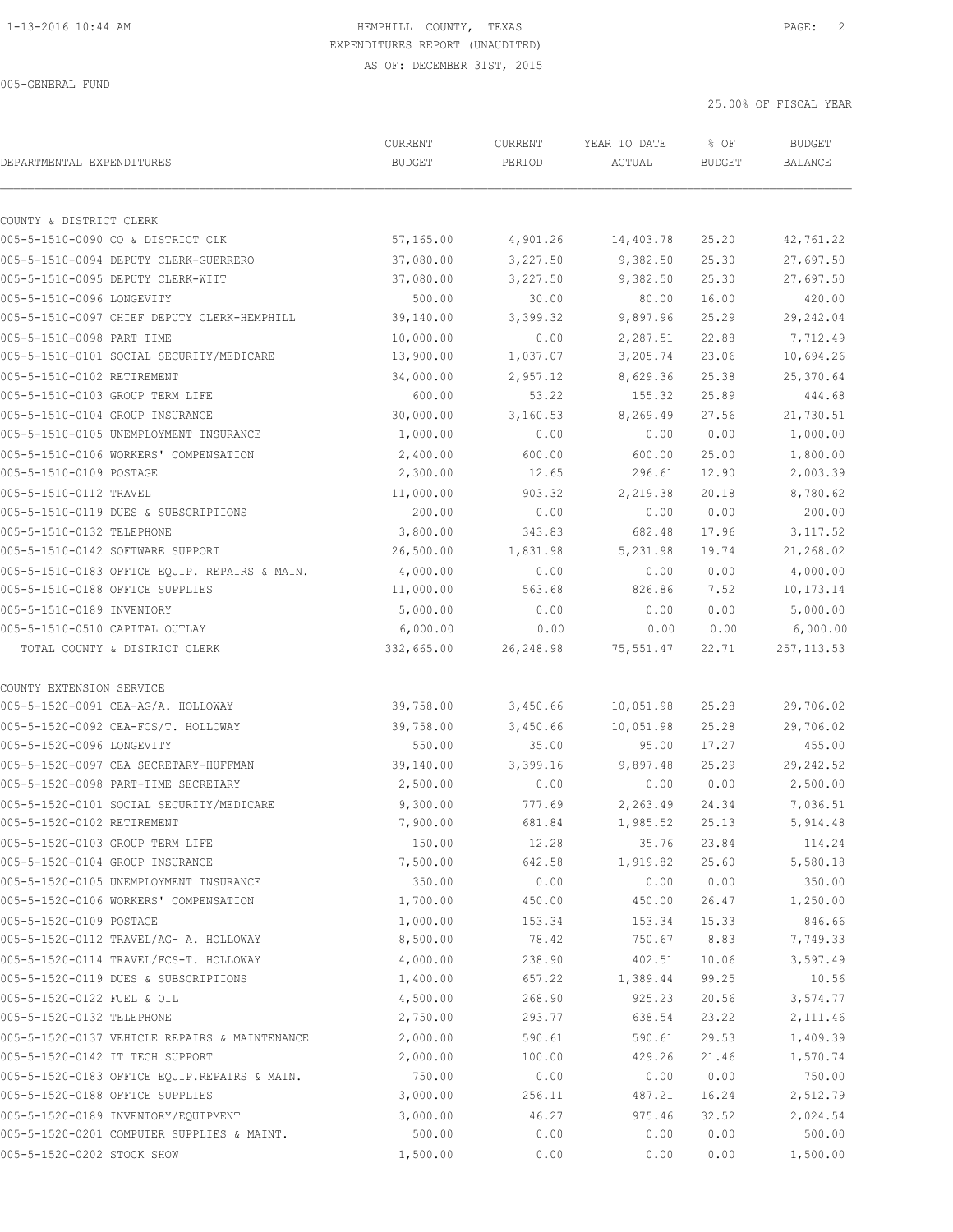HEMPHILL COUNTY, TEXAS
EXPENDITURES REPORT (UNAUDITED)
AS OF: DECEMBER 31ST, 2015

005-GENERAL FUND

25.00% OF FISCAL YEAR

| DEPARTMENTAL EXPENDITURES | CURRENT BUDGET | CURRENT PERIOD | YEAR TO DATE ACTUAL | % OF BUDGET | BUDGET BALANCE |
|---|---|---|---|---|---|
| COUNTY & DISTRICT CLERK | | | | | |
| 005-5-1510-0090 CO & DISTRICT CLK | 57,165.00 | 4,901.26 | 14,403.78 | 25.20 | 42,761.22 |
| 005-5-1510-0094 DEPUTY CLERK-GUERRERO | 37,080.00 | 3,227.50 | 9,382.50 | 25.30 | 27,697.50 |
| 005-5-1510-0095 DEPUTY CLERK-WITT | 37,080.00 | 3,227.50 | 9,382.50 | 25.30 | 27,697.50 |
| 005-5-1510-0096 LONGEVITY | 500.00 | 30.00 | 80.00 | 16.00 | 420.00 |
| 005-5-1510-0097 CHIEF DEPUTY CLERK-HEMPHILL | 39,140.00 | 3,399.32 | 9,897.96 | 25.29 | 29,242.04 |
| 005-5-1510-0098 PART TIME | 10,000.00 | 0.00 | 2,287.51 | 22.88 | 7,712.49 |
| 005-5-1510-0101 SOCIAL SECURITY/MEDICARE | 13,900.00 | 1,037.07 | 3,205.74 | 23.06 | 10,694.26 |
| 005-5-1510-0102 RETIREMENT | 34,000.00 | 2,957.12 | 8,629.36 | 25.38 | 25,370.64 |
| 005-5-1510-0103 GROUP TERM LIFE | 600.00 | 53.22 | 155.32 | 25.89 | 444.68 |
| 005-5-1510-0104 GROUP INSURANCE | 30,000.00 | 3,160.53 | 8,269.49 | 27.56 | 21,730.51 |
| 005-5-1510-0105 UNEMPLOYMENT INSURANCE | 1,000.00 | 0.00 | 0.00 | 0.00 | 1,000.00 |
| 005-5-1510-0106 WORKERS' COMPENSATION | 2,400.00 | 600.00 | 600.00 | 25.00 | 1,800.00 |
| 005-5-1510-0109 POSTAGE | 2,300.00 | 12.65 | 296.61 | 12.90 | 2,003.39 |
| 005-5-1510-0112 TRAVEL | 11,000.00 | 903.32 | 2,219.38 | 20.18 | 8,780.62 |
| 005-5-1510-0119 DUES & SUBSCRIPTIONS | 200.00 | 0.00 | 0.00 | 0.00 | 200.00 |
| 005-5-1510-0132 TELEPHONE | 3,800.00 | 343.83 | 682.48 | 17.96 | 3,117.52 |
| 005-5-1510-0142 SOFTWARE SUPPORT | 26,500.00 | 1,831.98 | 5,231.98 | 19.74 | 21,268.02 |
| 005-5-1510-0183 OFFICE EQUIP. REPAIRS & MAIN. | 4,000.00 | 0.00 | 0.00 | 0.00 | 4,000.00 |
| 005-5-1510-0188 OFFICE SUPPLIES | 11,000.00 | 563.68 | 826.86 | 7.52 | 10,173.14 |
| 005-5-1510-0189 INVENTORY | 5,000.00 | 0.00 | 0.00 | 0.00 | 5,000.00 |
| 005-5-1510-0510 CAPITAL OUTLAY | 6,000.00 | 0.00 | 0.00 | 0.00 | 6,000.00 |
| TOTAL COUNTY & DISTRICT CLERK | 332,665.00 | 26,248.98 | 75,551.47 | 22.71 | 257,113.53 |
| COUNTY EXTENSION SERVICE | | | | | |
| 005-5-1520-0091 CEA-AG/A. HOLLOWAY | 39,758.00 | 3,450.66 | 10,051.98 | 25.28 | 29,706.02 |
| 005-5-1520-0092 CEA-FCS/T. HOLLOWAY | 39,758.00 | 3,450.66 | 10,051.98 | 25.28 | 29,706.02 |
| 005-5-1520-0096 LONGEVITY | 550.00 | 35.00 | 95.00 | 17.27 | 455.00 |
| 005-5-1520-0097 CEA SECRETARY-HUFFMAN | 39,140.00 | 3,399.16 | 9,897.48 | 25.29 | 29,242.52 |
| 005-5-1520-0098 PART-TIME SECRETARY | 2,500.00 | 0.00 | 0.00 | 0.00 | 2,500.00 |
| 005-5-1520-0101 SOCIAL SECURITY/MEDICARE | 9,300.00 | 777.69 | 2,263.49 | 24.34 | 7,036.51 |
| 005-5-1520-0102 RETIREMENT | 7,900.00 | 681.84 | 1,985.52 | 25.13 | 5,914.48 |
| 005-5-1520-0103 GROUP TERM LIFE | 150.00 | 12.28 | 35.76 | 23.84 | 114.24 |
| 005-5-1520-0104 GROUP INSURANCE | 7,500.00 | 642.58 | 1,919.82 | 25.60 | 5,580.18 |
| 005-5-1520-0105 UNEMPLOYMENT INSURANCE | 350.00 | 0.00 | 0.00 | 0.00 | 350.00 |
| 005-5-1520-0106 WORKERS' COMPENSATION | 1,700.00 | 450.00 | 450.00 | 26.47 | 1,250.00 |
| 005-5-1520-0109 POSTAGE | 1,000.00 | 153.34 | 153.34 | 15.33 | 846.66 |
| 005-5-1520-0112 TRAVEL/AG- A. HOLLOWAY | 8,500.00 | 78.42 | 750.67 | 8.83 | 7,749.33 |
| 005-5-1520-0114 TRAVEL/FCS-T. HOLLOWAY | 4,000.00 | 238.90 | 402.51 | 10.06 | 3,597.49 |
| 005-5-1520-0119 DUES & SUBSCRIPTIONS | 1,400.00 | 657.22 | 1,389.44 | 99.25 | 10.56 |
| 005-5-1520-0122 FUEL & OIL | 4,500.00 | 268.90 | 925.23 | 20.56 | 3,574.77 |
| 005-5-1520-0132 TELEPHONE | 2,750.00 | 293.77 | 638.54 | 23.22 | 2,111.46 |
| 005-5-1520-0137 VEHICLE REPAIRS & MAINTENANCE | 2,000.00 | 590.61 | 590.61 | 29.53 | 1,409.39 |
| 005-5-1520-0142 IT TECH SUPPORT | 2,000.00 | 100.00 | 429.26 | 21.46 | 1,570.74 |
| 005-5-1520-0183 OFFICE EQUIP.REPAIRS & MAIN. | 750.00 | 0.00 | 0.00 | 0.00 | 750.00 |
| 005-5-1520-0188 OFFICE SUPPLIES | 3,000.00 | 256.11 | 487.21 | 16.24 | 2,512.79 |
| 005-5-1520-0189 INVENTORY/EQUIPMENT | 3,000.00 | 46.27 | 975.46 | 32.52 | 2,024.54 |
| 005-5-1520-0201 COMPUTER SUPPLIES & MAINT. | 500.00 | 0.00 | 0.00 | 0.00 | 500.00 |
| 005-5-1520-0202 STOCK SHOW | 1,500.00 | 0.00 | 0.00 | 0.00 | 1,500.00 |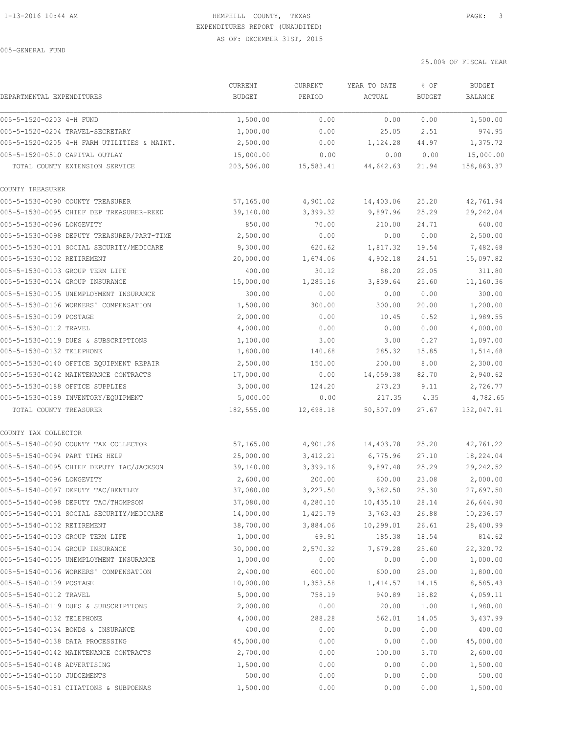HEMPHILL COUNTY, TEXAS
EXPENDITURES REPORT (UNAUDITED)
AS OF: DECEMBER 31ST, 2015

005-GENERAL FUND

25.00% OF FISCAL YEAR

| DEPARTMENTAL EXPENDITURES | CURRENT BUDGET | CURRENT PERIOD | YEAR TO DATE ACTUAL | % OF BUDGET | BUDGET BALANCE |
|---|---|---|---|---|---|
| 005-5-1520-0203 4-H FUND | 1,500.00 | 0.00 | 0.00 | 0.00 | 1,500.00 |
| 005-5-1520-0204 TRAVEL-SECRETARY | 1,000.00 | 0.00 | 25.05 | 2.51 | 974.95 |
| 005-5-1520-0205 4-H FARM UTILITIES & MAINT. | 2,500.00 | 0.00 | 1,124.28 | 44.97 | 1,375.72 |
| 005-5-1520-0510 CAPITAL OUTLAY | 15,000.00 | 0.00 | 0.00 | 0.00 | 15,000.00 |
| TOTAL COUNTY EXTENSION SERVICE | 203,506.00 | 15,583.41 | 44,642.63 | 21.94 | 158,863.37 |
| COUNTY TREASURER | | | | | |
| 005-5-1530-0090 COUNTY TREASURER | 57,165.00 | 4,901.02 | 14,403.06 | 25.20 | 42,761.94 |
| 005-5-1530-0095 CHIEF DEP TREASURER-REED | 39,140.00 | 3,399.32 | 9,897.96 | 25.29 | 29,242.04 |
| 005-5-1530-0096 LONGEVITY | 850.00 | 70.00 | 210.00 | 24.71 | 640.00 |
| 005-5-1530-0098 DEPUTY TREASURER/PART-TIME | 2,500.00 | 0.00 | 0.00 | 0.00 | 2,500.00 |
| 005-5-1530-0101 SOCIAL SECURITY/MEDICARE | 9,300.00 | 620.62 | 1,817.32 | 19.54 | 7,482.68 |
| 005-5-1530-0102 RETIREMENT | 20,000.00 | 1,674.06 | 4,902.18 | 24.51 | 15,097.82 |
| 005-5-1530-0103 GROUP TERM LIFE | 400.00 | 30.12 | 88.20 | 22.05 | 311.80 |
| 005-5-1530-0104 GROUP INSURANCE | 15,000.00 | 1,285.16 | 3,839.64 | 25.60 | 11,160.36 |
| 005-5-1530-0105 UNEMPLOYMENT INSURANCE | 300.00 | 0.00 | 0.00 | 0.00 | 300.00 |
| 005-5-1530-0106 WORKERS' COMPENSATION | 1,500.00 | 300.00 | 300.00 | 20.00 | 1,200.00 |
| 005-5-1530-0109 POSTAGE | 2,000.00 | 0.00 | 10.45 | 0.52 | 1,989.55 |
| 005-5-1530-0112 TRAVEL | 4,000.00 | 0.00 | 0.00 | 0.00 | 4,000.00 |
| 005-5-1530-0119 DUES & SUBSCRIPTIONS | 1,100.00 | 3.00 | 3.00 | 0.27 | 1,097.00 |
| 005-5-1530-0132 TELEPHONE | 1,800.00 | 140.68 | 285.32 | 15.85 | 1,514.68 |
| 005-5-1530-0140 OFFICE EQUIPMENT REPAIR | 2,500.00 | 150.00 | 200.00 | 8.00 | 2,300.00 |
| 005-5-1530-0142 MAINTENANCE CONTRACTS | 17,000.00 | 0.00 | 14,059.38 | 82.70 | 2,940.62 |
| 005-5-1530-0188 OFFICE SUPPLIES | 3,000.00 | 124.20 | 273.23 | 9.11 | 2,726.77 |
| 005-5-1530-0189 INVENTORY/EQUIPMENT | 5,000.00 | 0.00 | 217.35 | 4.35 | 4,782.65 |
| TOTAL COUNTY TREASURER | 182,555.00 | 12,698.18 | 50,507.09 | 27.67 | 132,047.91 |
| COUNTY TAX COLLECTOR | | | | | |
| 005-5-1540-0090 COUNTY TAX COLLECTOR | 57,165.00 | 4,901.26 | 14,403.78 | 25.20 | 42,761.22 |
| 005-5-1540-0094 PART TIME HELP | 25,000.00 | 3,412.21 | 6,775.96 | 27.10 | 18,224.04 |
| 005-5-1540-0095 CHIEF DEPUTY TAC/JACKSON | 39,140.00 | 3,399.16 | 9,897.48 | 25.29 | 29,242.52 |
| 005-5-1540-0096 LONGEVITY | 2,600.00 | 200.00 | 600.00 | 23.08 | 2,000.00 |
| 005-5-1540-0097 DEPUTY TAC/BENTLEY | 37,080.00 | 3,227.50 | 9,382.50 | 25.30 | 27,697.50 |
| 005-5-1540-0098 DEPUTY TAC/THOMPSON | 37,080.00 | 4,280.10 | 10,435.10 | 28.14 | 26,644.90 |
| 005-5-1540-0101 SOCIAL SECURITY/MEDICARE | 14,000.00 | 1,425.79 | 3,763.43 | 26.88 | 10,236.57 |
| 005-5-1540-0102 RETIREMENT | 38,700.00 | 3,884.06 | 10,299.01 | 26.61 | 28,400.99 |
| 005-5-1540-0103 GROUP TERM LIFE | 1,000.00 | 69.91 | 185.38 | 18.54 | 814.62 |
| 005-5-1540-0104 GROUP INSURANCE | 30,000.00 | 2,570.32 | 7,679.28 | 25.60 | 22,320.72 |
| 005-5-1540-0105 UNEMPLOYMENT INSURANCE | 1,000.00 | 0.00 | 0.00 | 0.00 | 1,000.00 |
| 005-5-1540-0106 WORKERS' COMPENSATION | 2,400.00 | 600.00 | 600.00 | 25.00 | 1,800.00 |
| 005-5-1540-0109 POSTAGE | 10,000.00 | 1,353.58 | 1,414.57 | 14.15 | 8,585.43 |
| 005-5-1540-0112 TRAVEL | 5,000.00 | 758.19 | 940.89 | 18.82 | 4,059.11 |
| 005-5-1540-0119 DUES & SUBSCRIPTIONS | 2,000.00 | 0.00 | 20.00 | 1.00 | 1,980.00 |
| 005-5-1540-0132 TELEPHONE | 4,000.00 | 288.28 | 562.01 | 14.05 | 3,437.99 |
| 005-5-1540-0134 BONDS & INSURANCE | 400.00 | 0.00 | 0.00 | 0.00 | 400.00 |
| 005-5-1540-0138 DATA PROCESSING | 45,000.00 | 0.00 | 0.00 | 0.00 | 45,000.00 |
| 005-5-1540-0142 MAINTENANCE CONTRACTS | 2,700.00 | 0.00 | 100.00 | 3.70 | 2,600.00 |
| 005-5-1540-0148 ADVERTISING | 1,500.00 | 0.00 | 0.00 | 0.00 | 1,500.00 |
| 005-5-1540-0150 JUDGEMENTS | 500.00 | 0.00 | 0.00 | 0.00 | 500.00 |
| 005-5-1540-0181 CITATIONS & SUBPOENAS | 1,500.00 | 0.00 | 0.00 | 0.00 | 1,500.00 |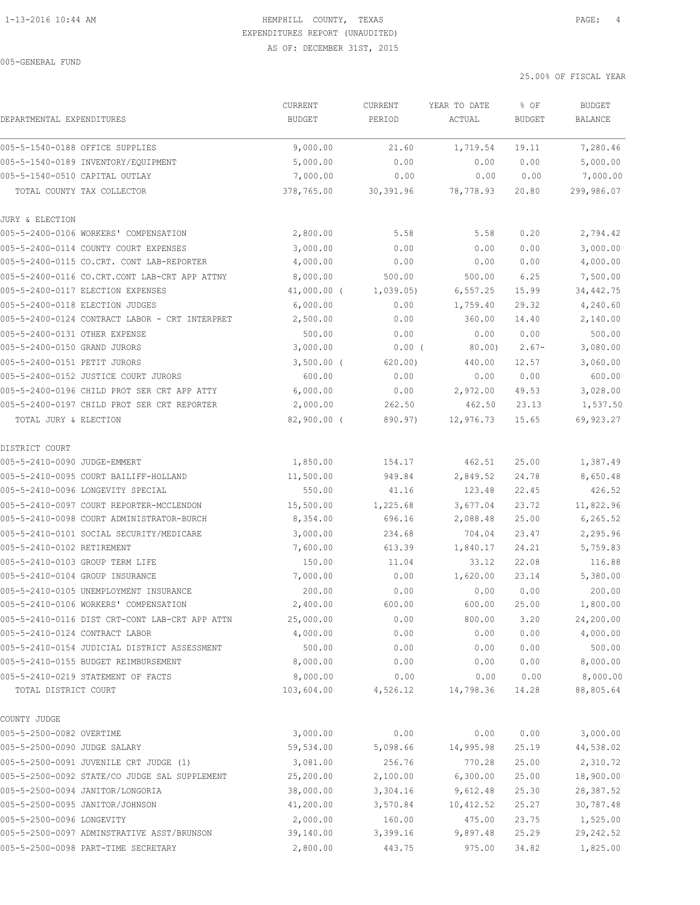005-GENERAL FUND

HEMPHILL COUNTY, TEXAS
EXPENDITURES REPORT (UNAUDITED)
AS OF: DECEMBER 31ST, 2015

25.00% OF FISCAL YEAR

| DEPARTMENTAL EXPENDITURES | CURRENT BUDGET | CURRENT PERIOD | YEAR TO DATE ACTUAL | % OF BUDGET | BUDGET BALANCE |
|---|---|---|---|---|---|
| 005-5-1540-0188 OFFICE SUPPLIES | 9,000.00 | 21.60 | 1,719.54 | 19.11 | 7,280.46 |
| 005-5-1540-0189 INVENTORY/EQUIPMENT | 5,000.00 | 0.00 | 0.00 | 0.00 | 5,000.00 |
| 005-5-1540-0510 CAPITAL OUTLAY | 7,000.00 | 0.00 | 0.00 | 0.00 | 7,000.00 |
| TOTAL COUNTY TAX COLLECTOR | 378,765.00 | 30,391.96 | 78,778.93 | 20.80 | 299,986.07 |
| JURY & ELECTION | | | | | |
| 005-5-2400-0106 WORKERS' COMPENSATION | 2,800.00 | 5.58 | 5.58 | 0.20 | 2,794.42 |
| 005-5-2400-0114 COUNTY COURT EXPENSES | 3,000.00 | 0.00 | 0.00 | 0.00 | 3,000.00 |
| 005-5-2400-0115 CO.CRT. CONT LAB-REPORTER | 4,000.00 | 0.00 | 0.00 | 0.00 | 4,000.00 |
| 005-5-2400-0116 CO.CRT.CONT LAB-CRT APP ATTNY | 8,000.00 | 500.00 | 500.00 | 6.25 | 7,500.00 |
| 005-5-2400-0117 ELECTION EXPENSES | 41,000.00 | ( 1,039.05) | 6,557.25 | 15.99 | 34,442.75 |
| 005-5-2400-0118 ELECTION JUDGES | 6,000.00 | 0.00 | 1,759.40 | 29.32 | 4,240.60 |
| 005-5-2400-0124 CONTRACT LABOR - CRT INTERPRET | 2,500.00 | 0.00 | 360.00 | 14.40 | 2,140.00 |
| 005-5-2400-0131 OTHER EXPENSE | 500.00 | 0.00 | 0.00 | 0.00 | 500.00 |
| 005-5-2400-0150 GRAND JURORS | 3,000.00 | 0.00 | ( 80.00) | 2.67- | 3,080.00 |
| 005-5-2400-0151 PETIT JURORS | 3,500.00 | ( 620.00) | 440.00 | 12.57 | 3,060.00 |
| 005-5-2400-0152 JUSTICE COURT JURORS | 600.00 | 0.00 | 0.00 | 0.00 | 600.00 |
| 005-5-2400-0196 CHILD PROT SER CRT APP ATTY | 6,000.00 | 0.00 | 2,972.00 | 49.53 | 3,028.00 |
| 005-5-2400-0197 CHILD PROT SER CRT REPORTER | 2,000.00 | 262.50 | 462.50 | 23.13 | 1,537.50 |
| TOTAL JURY & ELECTION | 82,900.00 | ( 890.97) | 12,976.73 | 15.65 | 69,923.27 |
| DISTRICT COURT | | | | | |
| 005-5-2410-0090 JUDGE-EMMERT | 1,850.00 | 154.17 | 462.51 | 25.00 | 1,387.49 |
| 005-5-2410-0095 COURT BAILIFF-HOLLAND | 11,500.00 | 949.84 | 2,849.52 | 24.78 | 8,650.48 |
| 005-5-2410-0096 LONGEVITY SPECIAL | 550.00 | 41.16 | 123.48 | 22.45 | 426.52 |
| 005-5-2410-0097 COURT REPORTER-MCCLENDON | 15,500.00 | 1,225.68 | 3,677.04 | 23.72 | 11,822.96 |
| 005-5-2410-0098 COURT ADMINISTRATOR-BURCH | 8,354.00 | 696.16 | 2,088.48 | 25.00 | 6,265.52 |
| 005-5-2410-0101 SOCIAL SECURITY/MEDICARE | 3,000.00 | 234.68 | 704.04 | 23.47 | 2,295.96 |
| 005-5-2410-0102 RETIREMENT | 7,600.00 | 613.39 | 1,840.17 | 24.21 | 5,759.83 |
| 005-5-2410-0103 GROUP TERM LIFE | 150.00 | 11.04 | 33.12 | 22.08 | 116.88 |
| 005-5-2410-0104 GROUP INSURANCE | 7,000.00 | 0.00 | 1,620.00 | 23.14 | 5,380.00 |
| 005-5-2410-0105 UNEMPLOYMENT INSURANCE | 200.00 | 0.00 | 0.00 | 0.00 | 200.00 |
| 005-5-2410-0106 WORKERS' COMPENSATION | 2,400.00 | 600.00 | 600.00 | 25.00 | 1,800.00 |
| 005-5-2410-0116 DIST CRT-CONT LAB-CRT APP ATTN | 25,000.00 | 0.00 | 800.00 | 3.20 | 24,200.00 |
| 005-5-2410-0124 CONTRACT LABOR | 4,000.00 | 0.00 | 0.00 | 0.00 | 4,000.00 |
| 005-5-2410-0154 JUDICIAL DISTRICT ASSESSMENT | 500.00 | 0.00 | 0.00 | 0.00 | 500.00 |
| 005-5-2410-0155 BUDGET REIMBURSEMENT | 8,000.00 | 0.00 | 0.00 | 0.00 | 8,000.00 |
| 005-5-2410-0219 STATEMENT OF FACTS | 8,000.00 | 0.00 | 0.00 | 0.00 | 8,000.00 |
| TOTAL DISTRICT COURT | 103,604.00 | 4,526.12 | 14,798.36 | 14.28 | 88,805.64 |
| COUNTY JUDGE | | | | | |
| 005-5-2500-0082 OVERTIME | 3,000.00 | 0.00 | 0.00 | 0.00 | 3,000.00 |
| 005-5-2500-0090 JUDGE SALARY | 59,534.00 | 5,098.66 | 14,995.98 | 25.19 | 44,538.02 |
| 005-5-2500-0091 JUVENILE CRT JUDGE (1) | 3,081.00 | 256.76 | 770.28 | 25.00 | 2,310.72 |
| 005-5-2500-0092 STATE/CO JUDGE SAL SUPPLEMENT | 25,200.00 | 2,100.00 | 6,300.00 | 25.00 | 18,900.00 |
| 005-5-2500-0094 JANITOR/LONGORIA | 38,000.00 | 3,304.16 | 9,612.48 | 25.30 | 28,387.52 |
| 005-5-2500-0095 JANITOR/JOHNSON | 41,200.00 | 3,570.84 | 10,412.52 | 25.27 | 30,787.48 |
| 005-5-2500-0096 LONGEVITY | 2,000.00 | 160.00 | 475.00 | 23.75 | 1,525.00 |
| 005-5-2500-0097 ADMINSTRATIVE ASST/BRUNSON | 39,140.00 | 3,399.16 | 9,897.48 | 25.29 | 29,242.52 |
| 005-5-2500-0098 PART-TIME SECRETARY | 2,800.00 | 443.75 | 975.00 | 34.82 | 1,825.00 |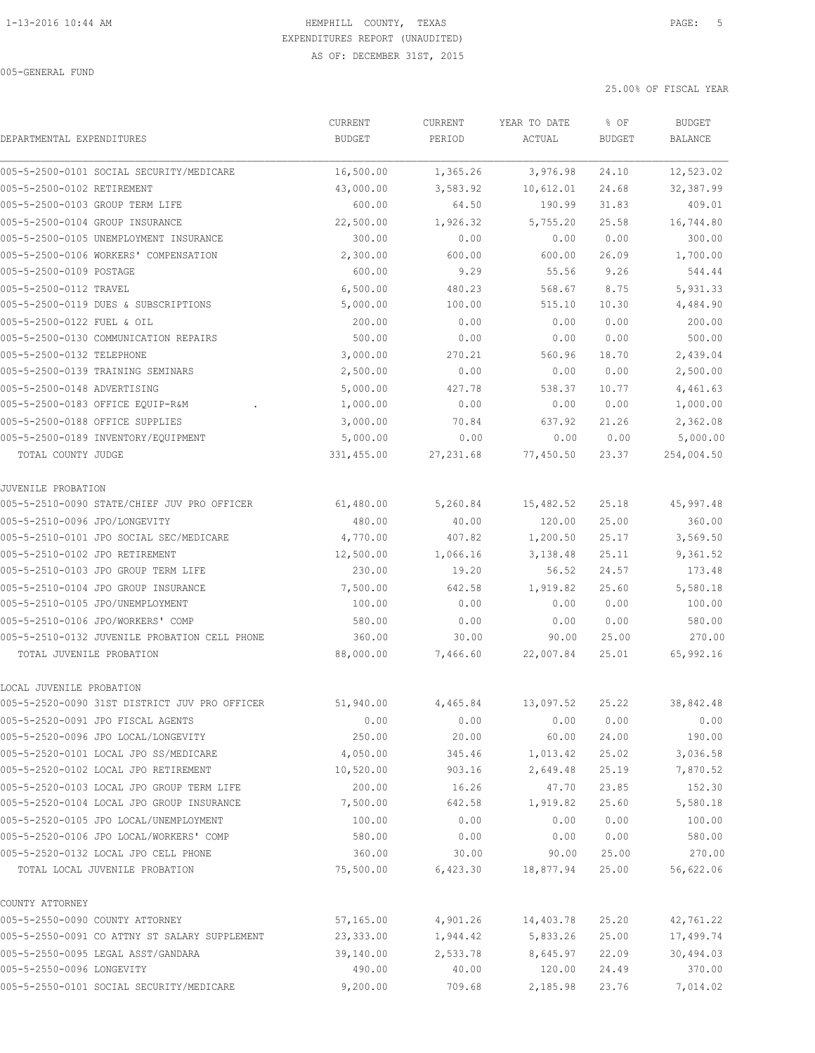HEMPHILL COUNTY, TEXAS
EXPENDITURES REPORT (UNAUDITED)
AS OF: DECEMBER 31ST, 2015

005-GENERAL FUND

25.00% OF FISCAL YEAR

| DEPARTMENTAL EXPENDITURES | CURRENT BUDGET | CURRENT PERIOD | YEAR TO DATE ACTUAL | % OF BUDGET | BUDGET BALANCE |
|---|---|---|---|---|---|
| 005-5-2500-0101 SOCIAL SECURITY/MEDICARE | 16,500.00 | 1,365.26 | 3,976.98 | 24.10 | 12,523.02 |
| 005-5-2500-0102 RETIREMENT | 43,000.00 | 3,583.92 | 10,612.01 | 24.68 | 32,387.99 |
| 005-5-2500-0103 GROUP TERM LIFE | 600.00 | 64.50 | 190.99 | 31.83 | 409.01 |
| 005-5-2500-0104 GROUP INSURANCE | 22,500.00 | 1,926.32 | 5,755.20 | 25.58 | 16,744.80 |
| 005-5-2500-0105 UNEMPLOYMENT INSURANCE | 300.00 | 0.00 | 0.00 | 0.00 | 300.00 |
| 005-5-2500-0106 WORKERS' COMPENSATION | 2,300.00 | 600.00 | 600.00 | 26.09 | 1,700.00 |
| 005-5-2500-0109 POSTAGE | 600.00 | 9.29 | 55.56 | 9.26 | 544.44 |
| 005-5-2500-0112 TRAVEL | 6,500.00 | 480.23 | 568.67 | 8.75 | 5,931.33 |
| 005-5-2500-0119 DUES & SUBSCRIPTIONS | 5,000.00 | 100.00 | 515.10 | 10.30 | 4,484.90 |
| 005-5-2500-0122 FUEL & OIL | 200.00 | 0.00 | 0.00 | 0.00 | 200.00 |
| 005-5-2500-0130 COMMUNICATION REPAIRS | 500.00 | 0.00 | 0.00 | 0.00 | 500.00 |
| 005-5-2500-0132 TELEPHONE | 3,000.00 | 270.21 | 560.96 | 18.70 | 2,439.04 |
| 005-5-2500-0139 TRAINING SEMINARS | 2,500.00 | 0.00 | 0.00 | 0.00 | 2,500.00 |
| 005-5-2500-0148 ADVERTISING | 5,000.00 | 427.78 | 538.37 | 10.77 | 4,461.63 |
| 005-5-2500-0183 OFFICE EQUIP-R&M . | 1,000.00 | 0.00 | 0.00 | 0.00 | 1,000.00 |
| 005-5-2500-0188 OFFICE SUPPLIES | 3,000.00 | 70.84 | 637.92 | 21.26 | 2,362.08 |
| 005-5-2500-0189 INVENTORY/EQUIPMENT | 5,000.00 | 0.00 | 0.00 | 0.00 | 5,000.00 |
| TOTAL COUNTY JUDGE | 331,455.00 | 27,231.68 | 77,450.50 | 23.37 | 254,004.50 |
| | | | | | |
| JUVENILE PROBATION | | | | | |
| 005-5-2510-0090 STATE/CHIEF JUV PRO OFFICER | 61,480.00 | 5,260.84 | 15,482.52 | 25.18 | 45,997.48 |
| 005-5-2510-0096 JPO/LONGEVITY | 480.00 | 40.00 | 120.00 | 25.00 | 360.00 |
| 005-5-2510-0101 JPO SOCIAL SEC/MEDICARE | 4,770.00 | 407.82 | 1,200.50 | 25.17 | 3,569.50 |
| 005-5-2510-0102 JPO RETIREMENT | 12,500.00 | 1,066.16 | 3,138.48 | 25.11 | 9,361.52 |
| 005-5-2510-0103 JPO GROUP TERM LIFE | 230.00 | 19.20 | 56.52 | 24.57 | 173.48 |
| 005-5-2510-0104 JPO GROUP INSURANCE | 7,500.00 | 642.58 | 1,919.82 | 25.60 | 5,580.18 |
| 005-5-2510-0105 JPO/UNEMPLOYMENT | 100.00 | 0.00 | 0.00 | 0.00 | 100.00 |
| 005-5-2510-0106 JPO/WORKERS' COMP | 580.00 | 0.00 | 0.00 | 0.00 | 580.00 |
| 005-5-2510-0132 JUVENILE PROBATION CELL PHONE | 360.00 | 30.00 | 90.00 | 25.00 | 270.00 |
| TOTAL JUVENILE PROBATION | 88,000.00 | 7,466.60 | 22,007.84 | 25.01 | 65,992.16 |
| | | | | | |
| LOCAL JUVENILE PROBATION | | | | | |
| 005-5-2520-0090 31ST DISTRICT JUV PRO OFFICER | 51,940.00 | 4,465.84 | 13,097.52 | 25.22 | 38,842.48 |
| 005-5-2520-0091 JPO FISCAL AGENTS | 0.00 | 0.00 | 0.00 | 0.00 | 0.00 |
| 005-5-2520-0096 JPO LOCAL/LONGEVITY | 250.00 | 20.00 | 60.00 | 24.00 | 190.00 |
| 005-5-2520-0101 LOCAL JPO SS/MEDICARE | 4,050.00 | 345.46 | 1,013.42 | 25.02 | 3,036.58 |
| 005-5-2520-0102 LOCAL JPO RETIREMENT | 10,520.00 | 903.16 | 2,649.48 | 25.19 | 7,870.52 |
| 005-5-2520-0103 LOCAL JPO GROUP TERM LIFE | 200.00 | 16.26 | 47.70 | 23.85 | 152.30 |
| 005-5-2520-0104 LOCAL JPO GROUP INSURANCE | 7,500.00 | 642.58 | 1,919.82 | 25.60 | 5,580.18 |
| 005-5-2520-0105 JPO LOCAL/UNEMPLOYMENT | 100.00 | 0.00 | 0.00 | 0.00 | 100.00 |
| 005-5-2520-0106 JPO LOCAL/WORKERS' COMP | 580.00 | 0.00 | 0.00 | 0.00 | 580.00 |
| 005-5-2520-0132 LOCAL JPO CELL PHONE | 360.00 | 30.00 | 90.00 | 25.00 | 270.00 |
| TOTAL LOCAL JUVENILE PROBATION | 75,500.00 | 6,423.30 | 18,877.94 | 25.00 | 56,622.06 |
| | | | | | |
| COUNTY ATTORNEY | | | | | |
| 005-5-2550-0090 COUNTY ATTORNEY | 57,165.00 | 4,901.26 | 14,403.78 | 25.20 | 42,761.22 |
| 005-5-2550-0091 CO ATTNY ST SALARY SUPPLEMENT | 23,333.00 | 1,944.42 | 5,833.26 | 25.00 | 17,499.74 |
| 005-5-2550-0095 LEGAL ASST/GANDARA | 39,140.00 | 2,533.78 | 8,645.97 | 22.09 | 30,494.03 |
| 005-5-2550-0096 LONGEVITY | 490.00 | 40.00 | 120.00 | 24.49 | 370.00 |
| 005-5-2550-0101 SOCIAL SECURITY/MEDICARE | 9,200.00 | 709.68 | 2,185.98 | 23.76 | 7,014.02 |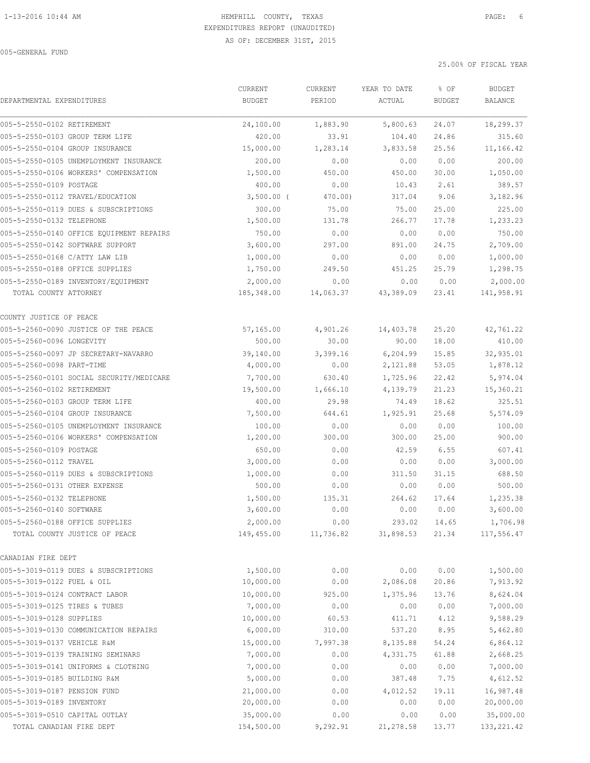HEMPHILL COUNTY, TEXAS
EXPENDITURES REPORT (UNAUDITED)
AS OF: DECEMBER 31ST, 2015

005-GENERAL FUND

25.00% OF FISCAL YEAR

| DEPARTMENTAL EXPENDITURES | CURRENT BUDGET | CURRENT PERIOD | YEAR TO DATE ACTUAL | % OF BUDGET | BUDGET BALANCE |
|---|---|---|---|---|---|
| 005-5-2550-0102 RETIREMENT | 24,100.00 | 1,883.90 | 5,800.63 | 24.07 | 18,299.37 |
| 005-5-2550-0103 GROUP TERM LIFE | 420.00 | 33.91 | 104.40 | 24.86 | 315.60 |
| 005-5-2550-0104 GROUP INSURANCE | 15,000.00 | 1,283.14 | 3,833.58 | 25.56 | 11,166.42 |
| 005-5-2550-0105 UNEMPLOYMENT INSURANCE | 200.00 | 0.00 | 0.00 | 0.00 | 200.00 |
| 005-5-2550-0106 WORKERS' COMPENSATION | 1,500.00 | 450.00 | 450.00 | 30.00 | 1,050.00 |
| 005-5-2550-0109 POSTAGE | 400.00 | 0.00 | 10.43 | 2.61 | 389.57 |
| 005-5-2550-0112 TRAVEL/EDUCATION | 3,500.00 | ( 470.00) | 317.04 | 9.06 | 3,182.96 |
| 005-5-2550-0119 DUES & SUBSCRIPTIONS | 300.00 | 75.00 | 75.00 | 25.00 | 225.00 |
| 005-5-2550-0132 TELEPHONE | 1,500.00 | 131.78 | 266.77 | 17.78 | 1,233.23 |
| 005-5-2550-0140 OFFICE EQUIPMENT REPAIRS | 750.00 | 0.00 | 0.00 | 0.00 | 750.00 |
| 005-5-2550-0142 SOFTWARE SUPPORT | 3,600.00 | 297.00 | 891.00 | 24.75 | 2,709.00 |
| 005-5-2550-0168 C/ATTY LAW LIB | 1,000.00 | 0.00 | 0.00 | 0.00 | 1,000.00 |
| 005-5-2550-0188 OFFICE SUPPLIES | 1,750.00 | 249.50 | 451.25 | 25.79 | 1,298.75 |
| 005-5-2550-0189 INVENTORY/EQUIPMENT | 2,000.00 | 0.00 | 0.00 | 0.00 | 2,000.00 |
| TOTAL COUNTY ATTORNEY | 185,348.00 | 14,063.37 | 43,389.09 | 23.41 | 141,958.91 |
| | | | | | |
| COUNTY JUSTICE OF PEACE | | | | | |
| 005-5-2560-0090 JUSTICE OF THE PEACE | 57,165.00 | 4,901.26 | 14,403.78 | 25.20 | 42,761.22 |
| 005-5-2560-0096 LONGEVITY | 500.00 | 30.00 | 90.00 | 18.00 | 410.00 |
| 005-5-2560-0097 JP SECRETARY-NAVARRO | 39,140.00 | 3,399.16 | 6,204.99 | 15.85 | 32,935.01 |
| 005-5-2560-0098 PART-TIME | 4,000.00 | 0.00 | 2,121.88 | 53.05 | 1,878.12 |
| 005-5-2560-0101 SOCIAL SECURITY/MEDICARE | 7,700.00 | 630.40 | 1,725.96 | 22.42 | 5,974.04 |
| 005-5-2560-0102 RETIREMENT | 19,500.00 | 1,666.10 | 4,139.79 | 21.23 | 15,360.21 |
| 005-5-2560-0103 GROUP TERM LIFE | 400.00 | 29.98 | 74.49 | 18.62 | 325.51 |
| 005-5-2560-0104 GROUP INSURANCE | 7,500.00 | 644.61 | 1,925.91 | 25.68 | 5,574.09 |
| 005-5-2560-0105 UNEMPLOYMENT INSURANCE | 100.00 | 0.00 | 0.00 | 0.00 | 100.00 |
| 005-5-2560-0106 WORKERS' COMPENSATION | 1,200.00 | 300.00 | 300.00 | 25.00 | 900.00 |
| 005-5-2560-0109 POSTAGE | 650.00 | 0.00 | 42.59 | 6.55 | 607.41 |
| 005-5-2560-0112 TRAVEL | 3,000.00 | 0.00 | 0.00 | 0.00 | 3,000.00 |
| 005-5-2560-0119 DUES & SUBSCRIPTIONS | 1,000.00 | 0.00 | 311.50 | 31.15 | 688.50 |
| 005-5-2560-0131 OTHER EXPENSE | 500.00 | 0.00 | 0.00 | 0.00 | 500.00 |
| 005-5-2560-0132 TELEPHONE | 1,500.00 | 135.31 | 264.62 | 17.64 | 1,235.38 |
| 005-5-2560-0140 SOFTWARE | 3,600.00 | 0.00 | 0.00 | 0.00 | 3,600.00 |
| 005-5-2560-0188 OFFICE SUPPLIES | 2,000.00 | 0.00 | 293.02 | 14.65 | 1,706.98 |
| TOTAL COUNTY JUSTICE OF PEACE | 149,455.00 | 11,736.82 | 31,898.53 | 21.34 | 117,556.47 |
| | | | | | |
| CANADIAN FIRE DEPT | | | | | |
| 005-5-3019-0119 DUES & SUBSCRIPTIONS | 1,500.00 | 0.00 | 0.00 | 0.00 | 1,500.00 |
| 005-5-3019-0122 FUEL & OIL | 10,000.00 | 0.00 | 2,086.08 | 20.86 | 7,913.92 |
| 005-5-3019-0124 CONTRACT LABOR | 10,000.00 | 925.00 | 1,375.96 | 13.76 | 8,624.04 |
| 005-5-3019-0125 TIRES & TUBES | 7,000.00 | 0.00 | 0.00 | 0.00 | 7,000.00 |
| 005-5-3019-0128 SUPPLIES | 10,000.00 | 60.53 | 411.71 | 4.12 | 9,588.29 |
| 005-5-3019-0130 COMMUNICATION REPAIRS | 6,000.00 | 310.00 | 537.20 | 8.95 | 5,462.80 |
| 005-5-3019-0137 VEHICLE R&M | 15,000.00 | 7,997.38 | 8,135.88 | 54.24 | 6,864.12 |
| 005-5-3019-0139 TRAINING SEMINARS | 7,000.00 | 0.00 | 4,331.75 | 61.88 | 2,668.25 |
| 005-5-3019-0141 UNIFORMS & CLOTHING | 7,000.00 | 0.00 | 0.00 | 0.00 | 7,000.00 |
| 005-5-3019-0185 BUILDING R&M | 5,000.00 | 0.00 | 387.48 | 7.75 | 4,612.52 |
| 005-5-3019-0187 PENSION FUND | 21,000.00 | 0.00 | 4,012.52 | 19.11 | 16,987.48 |
| 005-5-3019-0189 INVENTORY | 20,000.00 | 0.00 | 0.00 | 0.00 | 20,000.00 |
| 005-5-3019-0510 CAPITAL OUTLAY | 35,000.00 | 0.00 | 0.00 | 0.00 | 35,000.00 |
| TOTAL CANADIAN FIRE DEPT | 154,500.00 | 9,292.91 | 21,278.58 | 13.77 | 133,221.42 |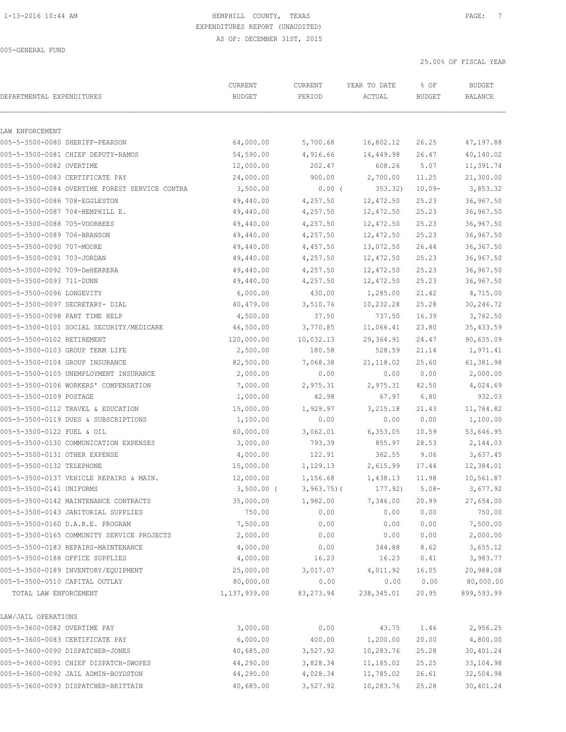HEMPHILL COUNTY, TEXAS
EXPENDITURES REPORT (UNAUDITED)
AS OF: DECEMBER 31ST, 2015

005-GENERAL FUND

25.00% OF FISCAL YEAR

| DEPARTMENTAL EXPENDITURES | CURRENT BUDGET | CURRENT PERIOD | YEAR TO DATE ACTUAL | % OF BUDGET | BUDGET BALANCE |
|---|---|---|---|---|---|
| LAW ENFORCEMENT | | | | | |
| 005-5-3500-0080 SHERIFF-PEARSON | 64,000.00 | 5,700.68 | 16,802.12 | 26.25 | 47,197.88 |
| 005-5-3500-0081 CHIEF DEPUTY-RAMOS | 54,590.00 | 4,916.66 | 14,449.98 | 26.47 | 40,140.02 |
| 005-5-3500-0082 OVERTIME | 12,000.00 | 202.47 | 608.26 | 5.07 | 11,391.74 |
| 005-5-3500-0083 CERTIFICATE PAY | 24,000.00 | 900.00 | 2,700.00 | 11.25 | 21,300.00 |
| 005-5-3500-0084 OVERTIME FOREST SERVICE CONTRA | 3,500.00 | 0.00 ( | 353.32) | 10.09- | 3,853.32 |
| 005-5-3500-0086 708-EGGLESTON | 49,440.00 | 4,257.50 | 12,472.50 | 25.23 | 36,967.50 |
| 005-5-3500-0087 704-HEMPHILL E. | 49,440.00 | 4,257.50 | 12,472.50 | 25.23 | 36,967.50 |
| 005-5-3500-0088 705-VOORHEES | 49,440.00 | 4,257.50 | 12,472.50 | 25.23 | 36,967.50 |
| 005-5-3500-0089 706-BRANSON | 49,440.00 | 4,257.50 | 12,472.50 | 25.23 | 36,967.50 |
| 005-5-3500-0090 707-MOORE | 49,440.00 | 4,457.50 | 13,072.50 | 26.44 | 36,367.50 |
| 005-5-3500-0091 703-JORDAN | 49,440.00 | 4,257.50 | 12,472.50 | 25.23 | 36,967.50 |
| 005-5-3500-0092 709-DeHERRERA | 49,440.00 | 4,257.50 | 12,472.50 | 25.23 | 36,967.50 |
| 005-5-3500-0093 711-DUNN | 49,440.00 | 4,257.50 | 12,472.50 | 25.23 | 36,967.50 |
| 005-5-3500-0096 LONGEVITY | 6,000.00 | 430.00 | 1,285.00 | 21.42 | 4,715.00 |
| 005-5-3500-0097 SECRETARY- DIAL | 40,479.00 | 3,510.76 | 10,232.28 | 25.28 | 30,246.72 |
| 005-5-3500-0098 PART TIME HELP | 4,500.00 | 37.50 | 737.50 | 16.39 | 3,762.50 |
| 005-5-3500-0101 SOCIAL SECURITY/MEDICARE | 46,500.00 | 3,770.85 | 11,066.41 | 23.80 | 35,433.59 |
| 005-5-3500-0102 RETIREMENT | 120,000.00 | 10,032.13 | 29,364.91 | 24.47 | 90,635.09 |
| 005-5-3500-0103 GROUP TERM LIFE | 2,500.00 | 180.58 | 528.59 | 21.14 | 1,971.41 |
| 005-5-3500-0104 GROUP INSURANCE | 82,500.00 | 7,068.38 | 21,118.02 | 25.60 | 61,381.98 |
| 005-5-3500-0105 UNEMPLOYMENT INSURANCE | 2,000.00 | 0.00 | 0.00 | 0.00 | 2,000.00 |
| 005-5-3500-0106 WORKERS' COMPENSATION | 7,000.00 | 2,975.31 | 2,975.31 | 42.50 | 4,024.69 |
| 005-5-3500-0109 POSTAGE | 1,000.00 | 42.98 | 67.97 | 6.80 | 932.03 |
| 005-5-3500-0112 TRAVEL & EDUCATION | 15,000.00 | 1,929.97 | 3,215.18 | 21.43 | 11,784.82 |
| 005-5-3500-0119 DUES & SUBSCRIPTIONS | 1,100.00 | 0.00 | 0.00 | 0.00 | 1,100.00 |
| 005-5-3500-0122 FUEL & OIL | 60,000.00 | 3,062.01 | 6,353.05 | 10.59 | 53,646.95 |
| 005-5-3500-0130 COMMUNICATION EXPENSES | 3,000.00 | 793.39 | 855.97 | 28.53 | 2,144.03 |
| 005-5-3500-0131 OTHER EXPENSE | 4,000.00 | 122.91 | 362.55 | 9.06 | 3,637.45 |
| 005-5-3500-0132 TELEPHONE | 15,000.00 | 1,129.13 | 2,615.99 | 17.44 | 12,384.01 |
| 005-5-3500-0137 VEHICLE REPAIRS & MAIN. | 12,000.00 | 1,156.68 | 1,438.13 | 11.98 | 10,561.87 |
| 005-5-3500-0141 UNIFORMS | 3,500.00 ( | 3,963.75)( | 177.92) | 5.08- | 3,677.92 |
| 005-5-3500-0142 MAINTENANCE CONTRACTS | 35,000.00 | 1,982.00 | 7,346.00 | 20.99 | 27,654.00 |
| 005-5-3500-0143 JANITORIAL SUPPLIES | 750.00 | 0.00 | 0.00 | 0.00 | 750.00 |
| 005-5-3500-0160 D.A.R.E. PROGRAM | 7,500.00 | 0.00 | 0.00 | 0.00 | 7,500.00 |
| 005-5-3500-0165 COMMUNITY SERVICE PROJECTS | 2,000.00 | 0.00 | 0.00 | 0.00 | 2,000.00 |
| 005-5-3500-0183 REPAIRS-MAINTENANCE | 4,000.00 | 0.00 | 344.88 | 8.62 | 3,655.12 |
| 005-5-3500-0188 OFFICE SUPPLIES | 4,000.00 | 16.23 | 16.23 | 0.41 | 3,983.77 |
| 005-5-3500-0189 INVENTORY/EQUIPMENT | 25,000.00 | 3,017.07 | 4,011.92 | 16.05 | 20,988.08 |
| 005-5-3500-0510 CAPITAL OUTLAY | 80,000.00 | 0.00 | 0.00 | 0.00 | 80,000.00 |
| TOTAL LAW ENFORCEMENT | 1,137,939.00 | 83,273.94 | 238,345.01 | 20.95 | 899,593.99 |
| LAW/JAIL OPERATIONS | | | | | |
| 005-5-3600-0082 OVERTIME PAY | 3,000.00 | 0.00 | 43.75 | 1.46 | 2,956.25 |
| 005-5-3600-0083 CERTIFICATE PAY | 6,000.00 | 400.00 | 1,200.00 | 20.00 | 4,800.00 |
| 005-5-3600-0090 DISPATCHER-JONES | 40,685.00 | 3,527.92 | 10,283.76 | 25.28 | 30,401.24 |
| 005-5-3600-0091 CHIEF DISPATCH-SWOPES | 44,290.00 | 3,828.34 | 11,185.02 | 25.25 | 33,104.98 |
| 005-5-3600-0092 JAIL ADMIN-BOYDSTON | 44,290.00 | 4,028.34 | 11,785.02 | 26.61 | 32,504.98 |
| 005-5-3600-0093 DISPATCHER-BRITTAIN | 40,685.00 | 3,527.92 | 10,283.76 | 25.28 | 30,401.24 |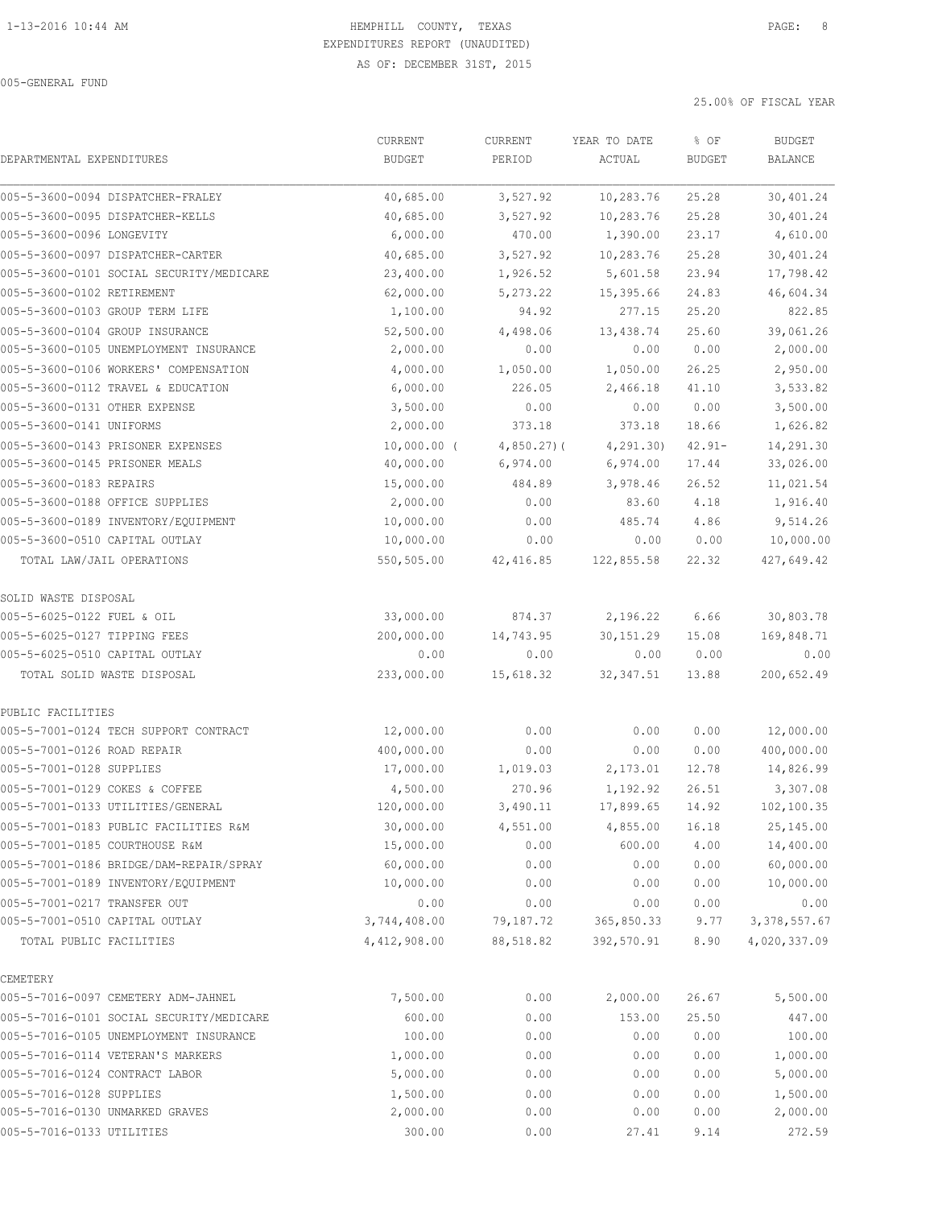HEMPHILL COUNTY, TEXAS
EXPENDITURES REPORT (UNAUDITED)
AS OF: DECEMBER 31ST, 2015

005-GENERAL FUND

25.00% OF FISCAL YEAR

| DEPARTMENTAL EXPENDITURES | CURRENT BUDGET | CURRENT PERIOD | YEAR TO DATE ACTUAL | % OF BUDGET | BUDGET BALANCE |
|---|---|---|---|---|---|
| 005-5-3600-0094 DISPATCHER-FRALEY | 40,685.00 | 3,527.92 | 10,283.76 | 25.28 | 30,401.24 |
| 005-5-3600-0095 DISPATCHER-KELLS | 40,685.00 | 3,527.92 | 10,283.76 | 25.28 | 30,401.24 |
| 005-5-3600-0096 LONGEVITY | 6,000.00 | 470.00 | 1,390.00 | 23.17 | 4,610.00 |
| 005-5-3600-0097 DISPATCHER-CARTER | 40,685.00 | 3,527.92 | 10,283.76 | 25.28 | 30,401.24 |
| 005-5-3600-0101 SOCIAL SECURITY/MEDICARE | 23,400.00 | 1,926.52 | 5,601.58 | 23.94 | 17,798.42 |
| 005-5-3600-0102 RETIREMENT | 62,000.00 | 5,273.22 | 15,395.66 | 24.83 | 46,604.34 |
| 005-5-3600-0103 GROUP TERM LIFE | 1,100.00 | 94.92 | 277.15 | 25.20 | 822.85 |
| 005-5-3600-0104 GROUP INSURANCE | 52,500.00 | 4,498.06 | 13,438.74 | 25.60 | 39,061.26 |
| 005-5-3600-0105 UNEMPLOYMENT INSURANCE | 2,000.00 | 0.00 | 0.00 | 0.00 | 2,000.00 |
| 005-5-3600-0106 WORKERS' COMPENSATION | 4,000.00 | 1,050.00 | 1,050.00 | 26.25 | 2,950.00 |
| 005-5-3600-0112 TRAVEL & EDUCATION | 6,000.00 | 226.05 | 2,466.18 | 41.10 | 3,533.82 |
| 005-5-3600-0131 OTHER EXPENSE | 3,500.00 | 0.00 | 0.00 | 0.00 | 3,500.00 |
| 005-5-3600-0141 UNIFORMS | 2,000.00 | 373.18 | 373.18 | 18.66 | 1,626.82 |
| 005-5-3600-0143 PRISONER EXPENSES | 10,000.00 | ( 4,850.27) | ( 4,291.30) | 42.91- | 14,291.30 |
| 005-5-3600-0145 PRISONER MEALS | 40,000.00 | 6,974.00 | 6,974.00 | 17.44 | 33,026.00 |
| 005-5-3600-0183 REPAIRS | 15,000.00 | 484.89 | 3,978.46 | 26.52 | 11,021.54 |
| 005-5-3600-0188 OFFICE SUPPLIES | 2,000.00 | 0.00 | 83.60 | 4.18 | 1,916.40 |
| 005-5-3600-0189 INVENTORY/EQUIPMENT | 10,000.00 | 0.00 | 485.74 | 4.86 | 9,514.26 |
| 005-5-3600-0510 CAPITAL OUTLAY | 10,000.00 | 0.00 | 0.00 | 0.00 | 10,000.00 |
| TOTAL LAW/JAIL OPERATIONS | 550,505.00 | 42,416.85 | 122,855.58 | 22.32 | 427,649.42 |
| | | | | | |
| SOLID WASTE DISPOSAL | | | | | |
| 005-5-6025-0122 FUEL & OIL | 33,000.00 | 874.37 | 2,196.22 | 6.66 | 30,803.78 |
| 005-5-6025-0127 TIPPING FEES | 200,000.00 | 14,743.95 | 30,151.29 | 15.08 | 169,848.71 |
| 005-5-6025-0510 CAPITAL OUTLAY | 0.00 | 0.00 | 0.00 | 0.00 | 0.00 |
| TOTAL SOLID WASTE DISPOSAL | 233,000.00 | 15,618.32 | 32,347.51 | 13.88 | 200,652.49 |
| | | | | | |
| PUBLIC FACILITIES | | | | | |
| 005-5-7001-0124 TECH SUPPORT CONTRACT | 12,000.00 | 0.00 | 0.00 | 0.00 | 12,000.00 |
| 005-5-7001-0126 ROAD REPAIR | 400,000.00 | 0.00 | 0.00 | 0.00 | 400,000.00 |
| 005-5-7001-0128 SUPPLIES | 17,000.00 | 1,019.03 | 2,173.01 | 12.78 | 14,826.99 |
| 005-5-7001-0129 COKES & COFFEE | 4,500.00 | 270.96 | 1,192.92 | 26.51 | 3,307.08 |
| 005-5-7001-0133 UTILITIES/GENERAL | 120,000.00 | 3,490.11 | 17,899.65 | 14.92 | 102,100.35 |
| 005-5-7001-0183 PUBLIC FACILITIES R&M | 30,000.00 | 4,551.00 | 4,855.00 | 16.18 | 25,145.00 |
| 005-5-7001-0185 COURTHOUSE R&M | 15,000.00 | 0.00 | 600.00 | 4.00 | 14,400.00 |
| 005-5-7001-0186 BRIDGE/DAM-REPAIR/SPRAY | 60,000.00 | 0.00 | 0.00 | 0.00 | 60,000.00 |
| 005-5-7001-0189 INVENTORY/EQUIPMENT | 10,000.00 | 0.00 | 0.00 | 0.00 | 10,000.00 |
| 005-5-7001-0217 TRANSFER OUT | 0.00 | 0.00 | 0.00 | 0.00 | 0.00 |
| 005-5-7001-0510 CAPITAL OUTLAY | 3,744,408.00 | 79,187.72 | 365,850.33 | 9.77 | 3,378,557.67 |
| TOTAL PUBLIC FACILITIES | 4,412,908.00 | 88,518.82 | 392,570.91 | 8.90 | 4,020,337.09 |
| | | | | | |
| CEMETERY | | | | | |
| 005-5-7016-0097 CEMETERY ADM-JAHNEL | 7,500.00 | 0.00 | 2,000.00 | 26.67 | 5,500.00 |
| 005-5-7016-0101 SOCIAL SECURITY/MEDICARE | 600.00 | 0.00 | 153.00 | 25.50 | 447.00 |
| 005-5-7016-0105 UNEMPLOYMENT INSURANCE | 100.00 | 0.00 | 0.00 | 0.00 | 100.00 |
| 005-5-7016-0114 VETERAN'S MARKERS | 1,000.00 | 0.00 | 0.00 | 0.00 | 1,000.00 |
| 005-5-7016-0124 CONTRACT LABOR | 5,000.00 | 0.00 | 0.00 | 0.00 | 5,000.00 |
| 005-5-7016-0128 SUPPLIES | 1,500.00 | 0.00 | 0.00 | 0.00 | 1,500.00 |
| 005-5-7016-0130 UNMARKED GRAVES | 2,000.00 | 0.00 | 0.00 | 0.00 | 2,000.00 |
| 005-5-7016-0133 UTILITIES | 300.00 | 0.00 | 27.41 | 9.14 | 272.59 |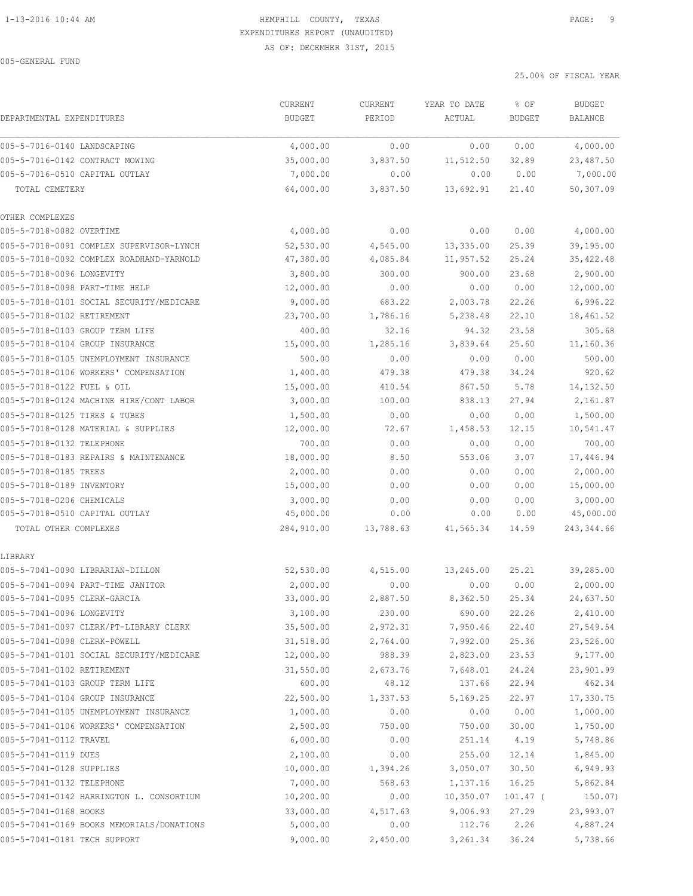HEMPHILL COUNTY, TEXAS
EXPENDITURES REPORT (UNAUDITED)
AS OF: DECEMBER 31ST, 2015

005-GENERAL FUND

25.00% OF FISCAL YEAR

| DEPARTMENTAL EXPENDITURES | CURRENT BUDGET | CURRENT PERIOD | YEAR TO DATE ACTUAL | % OF BUDGET | BUDGET BALANCE |
|---|---|---|---|---|---|
| 005-5-7016-0140 LANDSCAPING | 4,000.00 | 0.00 | 0.00 | 0.00 | 4,000.00 |
| 005-5-7016-0142 CONTRACT MOWING | 35,000.00 | 3,837.50 | 11,512.50 | 32.89 | 23,487.50 |
| 005-5-7016-0510 CAPITAL OUTLAY | 7,000.00 | 0.00 | 0.00 | 0.00 | 7,000.00 |
| TOTAL CEMETERY | 64,000.00 | 3,837.50 | 13,692.91 | 21.40 | 50,307.09 |
| OTHER COMPLEXES | | | | | |
| 005-5-7018-0082 OVERTIME | 4,000.00 | 0.00 | 0.00 | 0.00 | 4,000.00 |
| 005-5-7018-0091 COMPLEX SUPERVISOR-LYNCH | 52,530.00 | 4,545.00 | 13,335.00 | 25.39 | 39,195.00 |
| 005-5-7018-0092 COMPLEX ROADHAND-YARNOLD | 47,380.00 | 4,085.84 | 11,957.52 | 25.24 | 35,422.48 |
| 005-5-7018-0096 LONGEVITY | 3,800.00 | 300.00 | 900.00 | 23.68 | 2,900.00 |
| 005-5-7018-0098 PART-TIME HELP | 12,000.00 | 0.00 | 0.00 | 0.00 | 12,000.00 |
| 005-5-7018-0101 SOCIAL SECURITY/MEDICARE | 9,000.00 | 683.22 | 2,003.78 | 22.26 | 6,996.22 |
| 005-5-7018-0102 RETIREMENT | 23,700.00 | 1,786.16 | 5,238.48 | 22.10 | 18,461.52 |
| 005-5-7018-0103 GROUP TERM LIFE | 400.00 | 32.16 | 94.32 | 23.58 | 305.68 |
| 005-5-7018-0104 GROUP INSURANCE | 15,000.00 | 1,285.16 | 3,839.64 | 25.60 | 11,160.36 |
| 005-5-7018-0105 UNEMPLOYMENT INSURANCE | 500.00 | 0.00 | 0.00 | 0.00 | 500.00 |
| 005-5-7018-0106 WORKERS' COMPENSATION | 1,400.00 | 479.38 | 479.38 | 34.24 | 920.62 |
| 005-5-7018-0122 FUEL & OIL | 15,000.00 | 410.54 | 867.50 | 5.78 | 14,132.50 |
| 005-5-7018-0124 MACHINE HIRE/CONT LABOR | 3,000.00 | 100.00 | 838.13 | 27.94 | 2,161.87 |
| 005-5-7018-0125 TIRES & TUBES | 1,500.00 | 0.00 | 0.00 | 0.00 | 1,500.00 |
| 005-5-7018-0128 MATERIAL & SUPPLIES | 12,000.00 | 72.67 | 1,458.53 | 12.15 | 10,541.47 |
| 005-5-7018-0132 TELEPHONE | 700.00 | 0.00 | 0.00 | 0.00 | 700.00 |
| 005-5-7018-0183 REPAIRS & MAINTENANCE | 18,000.00 | 8.50 | 553.06 | 3.07 | 17,446.94 |
| 005-5-7018-0185 TREES | 2,000.00 | 0.00 | 0.00 | 0.00 | 2,000.00 |
| 005-5-7018-0189 INVENTORY | 15,000.00 | 0.00 | 0.00 | 0.00 | 15,000.00 |
| 005-5-7018-0206 CHEMICALS | 3,000.00 | 0.00 | 0.00 | 0.00 | 3,000.00 |
| 005-5-7018-0510 CAPITAL OUTLAY | 45,000.00 | 0.00 | 0.00 | 0.00 | 45,000.00 |
| TOTAL OTHER COMPLEXES | 284,910.00 | 13,788.63 | 41,565.34 | 14.59 | 243,344.66 |
| LIBRARY | | | | | |
| 005-5-7041-0090 LIBRARIAN-DILLON | 52,530.00 | 4,515.00 | 13,245.00 | 25.21 | 39,285.00 |
| 005-5-7041-0094 PART-TIME JANITOR | 2,000.00 | 0.00 | 0.00 | 0.00 | 2,000.00 |
| 005-5-7041-0095 CLERK-GARCIA | 33,000.00 | 2,887.50 | 8,362.50 | 25.34 | 24,637.50 |
| 005-5-7041-0096 LONGEVITY | 3,100.00 | 230.00 | 690.00 | 22.26 | 2,410.00 |
| 005-5-7041-0097 CLERK/PT-LIBRARY CLERK | 35,500.00 | 2,972.31 | 7,950.46 | 22.40 | 27,549.54 |
| 005-5-7041-0098 CLERK-POWELL | 31,518.00 | 2,764.00 | 7,992.00 | 25.36 | 23,526.00 |
| 005-5-7041-0101 SOCIAL SECURITY/MEDICARE | 12,000.00 | 988.39 | 2,823.00 | 23.53 | 9,177.00 |
| 005-5-7041-0102 RETIREMENT | 31,550.00 | 2,673.76 | 7,648.01 | 24.24 | 23,901.99 |
| 005-5-7041-0103 GROUP TERM LIFE | 600.00 | 48.12 | 137.66 | 22.94 | 462.34 |
| 005-5-7041-0104 GROUP INSURANCE | 22,500.00 | 1,337.53 | 5,169.25 | 22.97 | 17,330.75 |
| 005-5-7041-0105 UNEMPLOYMENT INSURANCE | 1,000.00 | 0.00 | 0.00 | 0.00 | 1,000.00 |
| 005-5-7041-0106 WORKERS' COMPENSATION | 2,500.00 | 750.00 | 750.00 | 30.00 | 1,750.00 |
| 005-5-7041-0112 TRAVEL | 6,000.00 | 0.00 | 251.14 | 4.19 | 5,748.86 |
| 005-5-7041-0119 DUES | 2,100.00 | 0.00 | 255.00 | 12.14 | 1,845.00 |
| 005-5-7041-0128 SUPPLIES | 10,000.00 | 1,394.26 | 3,050.07 | 30.50 | 6,949.93 |
| 005-5-7041-0132 TELEPHONE | 7,000.00 | 568.63 | 1,137.16 | 16.25 | 5,862.84 |
| 005-5-7041-0142 HARRINGTON L. CONSORTIUM | 10,200.00 | 0.00 | 10,350.07 | 101.47 | (150.07) |
| 005-5-7041-0168 BOOKS | 33,000.00 | 4,517.63 | 9,006.93 | 27.29 | 23,993.07 |
| 005-5-7041-0169 BOOKS MEMORIALS/DONATIONS | 5,000.00 | 0.00 | 112.76 | 2.26 | 4,887.24 |
| 005-5-7041-0181 TECH SUPPORT | 9,000.00 | 2,450.00 | 3,261.34 | 36.24 | 5,738.66 |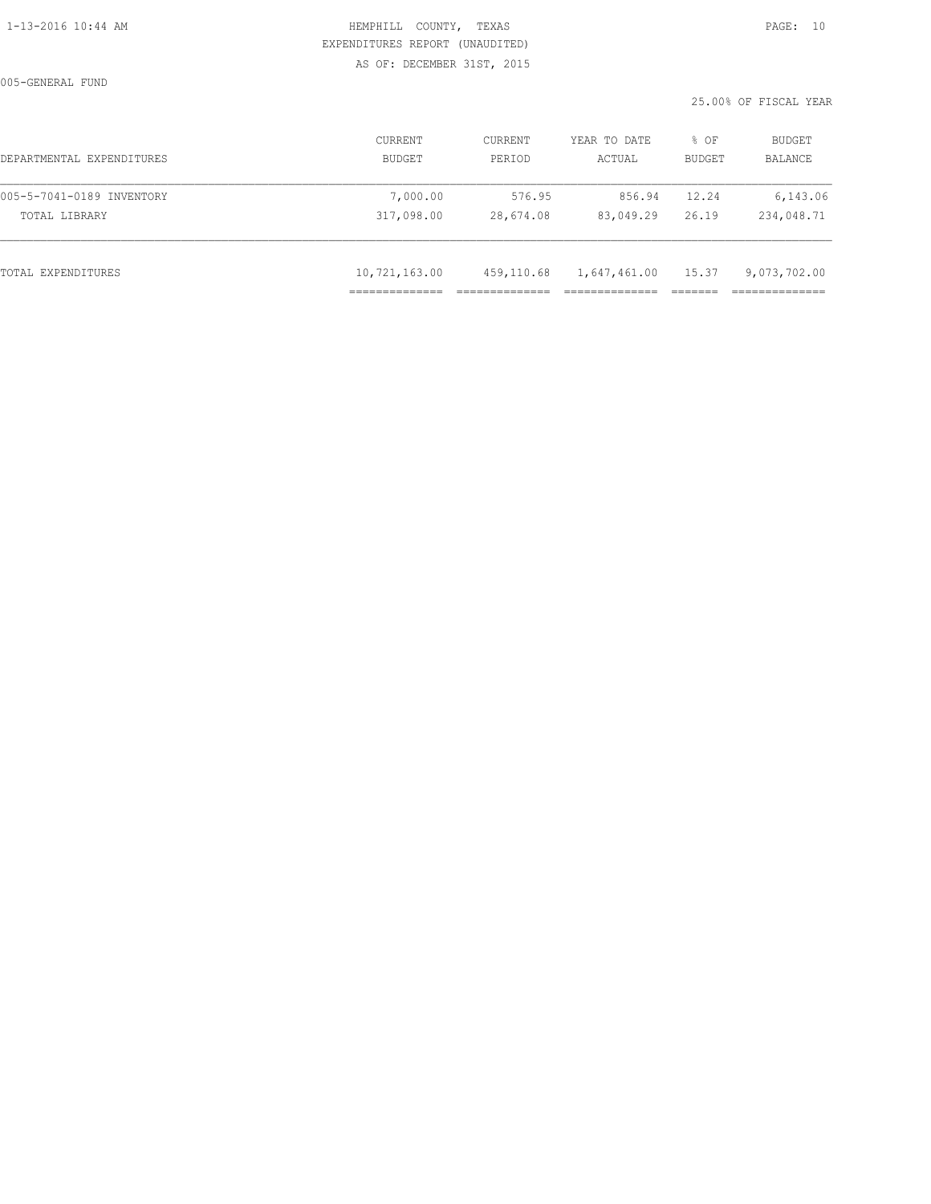005-GENERAL FUND

25.00% OF FISCAL YEAR

| DEPARTMENTAL EXPENDITURES | CURRENT BUDGET | CURRENT PERIOD | YEAR TO DATE ACTUAL | % OF BUDGET | BUDGET BALANCE |
|---|---|---|---|---|---|
| 005-5-7041-0189 INVENTORY | 7,000.00 | 576.95 | 856.94 | 12.24 | 6,143.06 |
| TOTAL LIBRARY | 317,098.00 | 28,674.08 | 83,049.29 | 26.19 | 234,048.71 |
| TOTAL EXPENDITURES | 10,721,163.00 | 459,110.68 | 1,647,461.00 | 15.37 | 9,073,702.00 |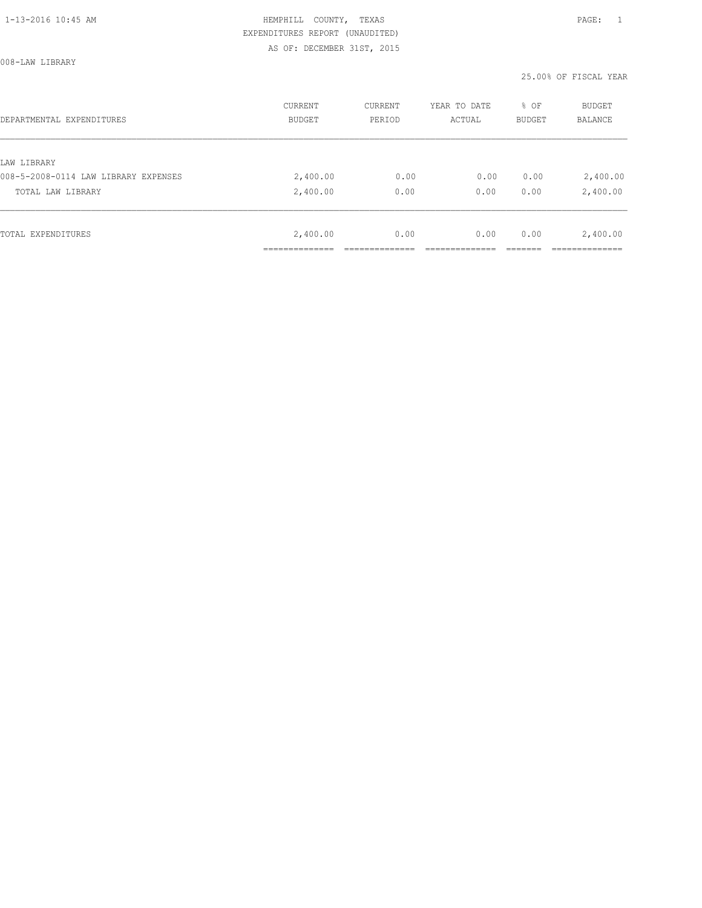HEMPHILL COUNTY, TEXAS
EXPENDITURES REPORT (UNAUDITED)
AS OF: DECEMBER 31ST, 2015

008-LAW LIBRARY

25.00% OF FISCAL YEAR

| DEPARTMENTAL EXPENDITURES | CURRENT BUDGET | CURRENT PERIOD | YEAR TO DATE ACTUAL | % OF BUDGET | BUDGET BALANCE |
|---|---|---|---|---|---|
| LAW LIBRARY | | | | | |
| 008-5-2008-0114 LAW LIBRARY EXPENSES | 2,400.00 | 0.00 | 0.00 | 0.00 | 2,400.00 |
| TOTAL LAW LIBRARY | 2,400.00 | 0.00 | 0.00 | 0.00 | 2,400.00 |
| TOTAL EXPENDITURES | 2,400.00 | 0.00 | 0.00 | 0.00 | 2,400.00 |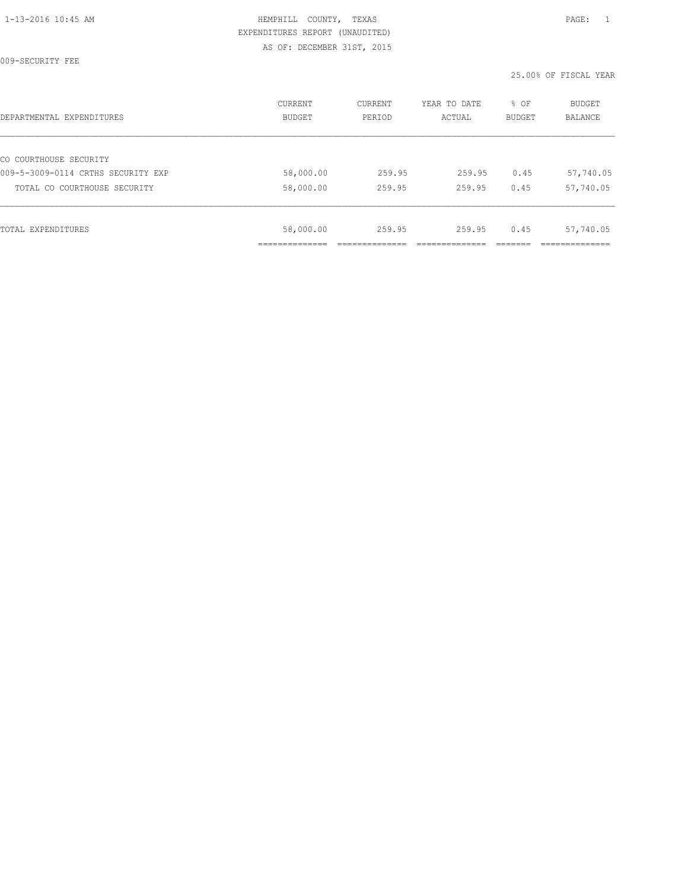HEMPHILL COUNTY, TEXAS
EXPENDITURES REPORT (UNAUDITED)
AS OF: DECEMBER 31ST, 2015

009-SECURITY FEE

25.00% OF FISCAL YEAR

| DEPARTMENTAL EXPENDITURES | CURRENT BUDGET | CURRENT PERIOD | YEAR TO DATE ACTUAL | % OF BUDGET | BUDGET BALANCE |
|---|---|---|---|---|---|
| CO COURTHOUSE SECURITY | | | | | |
| 009-5-3009-0114 CRTHS SECURITY EXP | 58,000.00 | 259.95 | 259.95 | 0.45 | 57,740.05 |
| TOTAL CO COURTHOUSE SECURITY | 58,000.00 | 259.95 | 259.95 | 0.45 | 57,740.05 |
| TOTAL EXPENDITURES | 58,000.00 | 259.95 | 259.95 | 0.45 | 57,740.05 |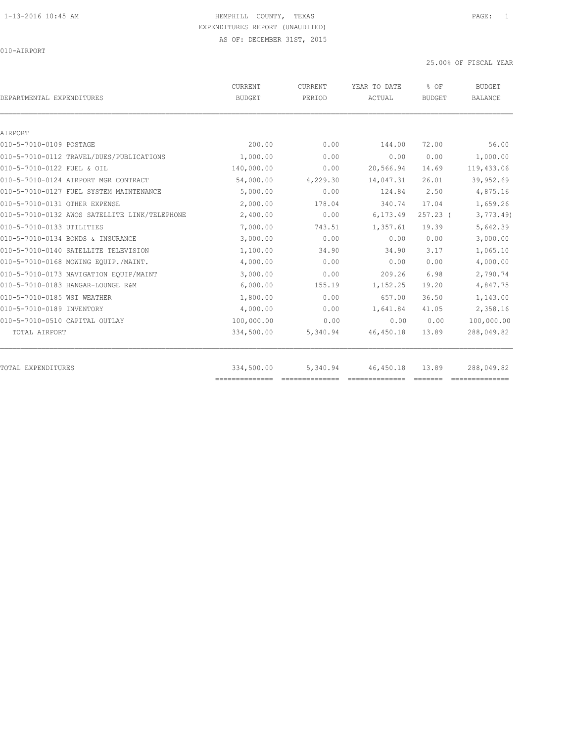1-13-2016 10:45 AM

HEMPHILL COUNTY, TEXAS
EXPENDITURES REPORT (UNAUDITED)
AS OF: DECEMBER 31ST, 2015

010-AIRPORT

25.00% OF FISCAL YEAR

| DEPARTMENTAL EXPENDITURES | CURRENT BUDGET | CURRENT PERIOD | YEAR TO DATE ACTUAL | % OF BUDGET | BUDGET BALANCE |
|---|---|---|---|---|---|
| AIRPORT | | | | | |
| 010-5-7010-0109 POSTAGE | 200.00 | 0.00 | 144.00 | 72.00 | 56.00 |
| 010-5-7010-0112 TRAVEL/DUES/PUBLICATIONS | 1,000.00 | 0.00 | 0.00 | 0.00 | 1,000.00 |
| 010-5-7010-0122 FUEL & OIL | 140,000.00 | 0.00 | 20,566.94 | 14.69 | 119,433.06 |
| 010-5-7010-0124 AIRPORT MGR CONTRACT | 54,000.00 | 4,229.30 | 14,047.31 | 26.01 | 39,952.69 |
| 010-5-7010-0127 FUEL SYSTEM MAINTENANCE | 5,000.00 | 0.00 | 124.84 | 2.50 | 4,875.16 |
| 010-5-7010-0131 OTHER EXPENSE | 2,000.00 | 178.04 | 340.74 | 17.04 | 1,659.26 |
| 010-5-7010-0132 AWOS SATELLITE LINK/TELEPHONE | 2,400.00 | 0.00 | 6,173.49 | 257.23 ( | 3,773.49) |
| 010-5-7010-0133 UTILITIES | 7,000.00 | 743.51 | 1,357.61 | 19.39 | 5,642.39 |
| 010-5-7010-0134 BONDS & INSURANCE | 3,000.00 | 0.00 | 0.00 | 0.00 | 3,000.00 |
| 010-5-7010-0140 SATELLITE TELEVISION | 1,100.00 | 34.90 | 34.90 | 3.17 | 1,065.10 |
| 010-5-7010-0168 MOWING EQUIP./MAINT. | 4,000.00 | 0.00 | 0.00 | 0.00 | 4,000.00 |
| 010-5-7010-0173 NAVIGATION EQUIP/MAINT | 3,000.00 | 0.00 | 209.26 | 6.98 | 2,790.74 |
| 010-5-7010-0183 HANGAR-LOUNGE R&M | 6,000.00 | 155.19 | 1,152.25 | 19.20 | 4,847.75 |
| 010-5-7010-0185 WSI WEATHER | 1,800.00 | 0.00 | 657.00 | 36.50 | 1,143.00 |
| 010-5-7010-0189 INVENTORY | 4,000.00 | 0.00 | 1,641.84 | 41.05 | 2,358.16 |
| 010-5-7010-0510 CAPITAL OUTLAY | 100,000.00 | 0.00 | 0.00 | 0.00 | 100,000.00 |
| TOTAL AIRPORT | 334,500.00 | 5,340.94 | 46,450.18 | 13.89 | 288,049.82 |
| TOTAL EXPENDITURES | 334,500.00 | 5,340.94 | 46,450.18 | 13.89 | 288,049.82 |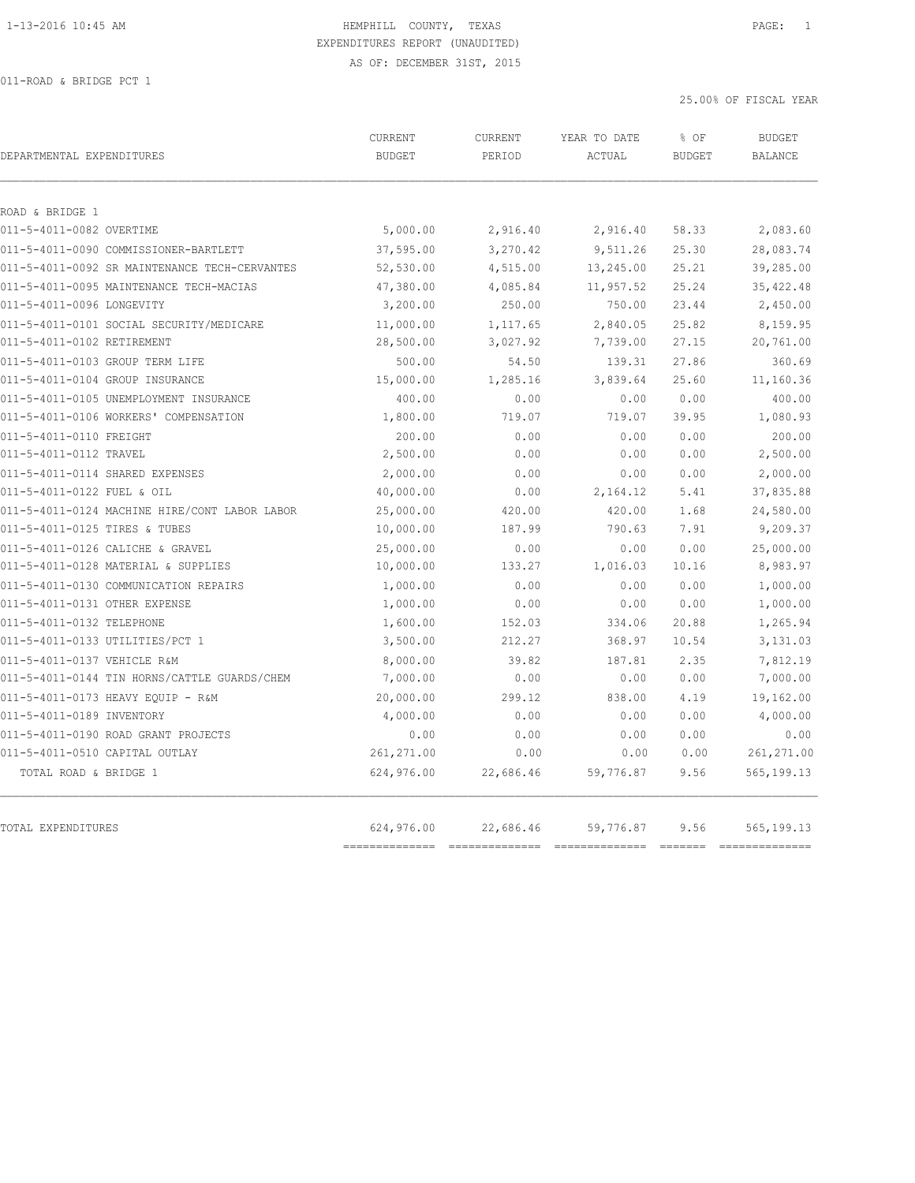HEMPHILL COUNTY, TEXAS
EXPENDITURES REPORT (UNAUDITED)
AS OF: DECEMBER 31ST, 2015

011-ROAD & BRIDGE PCT 1

25.00% OF FISCAL YEAR

| DEPARTMENTAL EXPENDITURES | CURRENT BUDGET | CURRENT PERIOD | YEAR TO DATE ACTUAL | % OF BUDGET | BUDGET BALANCE |
|---|---|---|---|---|---|
| ROAD & BRIDGE 1 | | | | | |
| 011-5-4011-0082 OVERTIME | 5,000.00 | 2,916.40 | 2,916.40 | 58.33 | 2,083.60 |
| 011-5-4011-0090 COMMISSIONER-BARTLETT | 37,595.00 | 3,270.42 | 9,511.26 | 25.30 | 28,083.74 |
| 011-5-4011-0092 SR MAINTENANCE TECH-CERVANTES | 52,530.00 | 4,515.00 | 13,245.00 | 25.21 | 39,285.00 |
| 011-5-4011-0095 MAINTENANCE TECH-MACIAS | 47,380.00 | 4,085.84 | 11,957.52 | 25.24 | 35,422.48 |
| 011-5-4011-0096 LONGEVITY | 3,200.00 | 250.00 | 750.00 | 23.44 | 2,450.00 |
| 011-5-4011-0101 SOCIAL SECURITY/MEDICARE | 11,000.00 | 1,117.65 | 2,840.05 | 25.82 | 8,159.95 |
| 011-5-4011-0102 RETIREMENT | 28,500.00 | 3,027.92 | 7,739.00 | 27.15 | 20,761.00 |
| 011-5-4011-0103 GROUP TERM LIFE | 500.00 | 54.50 | 139.31 | 27.86 | 360.69 |
| 011-5-4011-0104 GROUP INSURANCE | 15,000.00 | 1,285.16 | 3,839.64 | 25.60 | 11,160.36 |
| 011-5-4011-0105 UNEMPLOYMENT INSURANCE | 400.00 | 0.00 | 0.00 | 0.00 | 400.00 |
| 011-5-4011-0106 WORKERS' COMPENSATION | 1,800.00 | 719.07 | 719.07 | 39.95 | 1,080.93 |
| 011-5-4011-0110 FREIGHT | 200.00 | 0.00 | 0.00 | 0.00 | 200.00 |
| 011-5-4011-0112 TRAVEL | 2,500.00 | 0.00 | 0.00 | 0.00 | 2,500.00 |
| 011-5-4011-0114 SHARED EXPENSES | 2,000.00 | 0.00 | 0.00 | 0.00 | 2,000.00 |
| 011-5-4011-0122 FUEL & OIL | 40,000.00 | 0.00 | 2,164.12 | 5.41 | 37,835.88 |
| 011-5-4011-0124 MACHINE HIRE/CONT LABOR LABOR | 25,000.00 | 420.00 | 420.00 | 1.68 | 24,580.00 |
| 011-5-4011-0125 TIRES & TUBES | 10,000.00 | 187.99 | 790.63 | 7.91 | 9,209.37 |
| 011-5-4011-0126 CALICHE & GRAVEL | 25,000.00 | 0.00 | 0.00 | 0.00 | 25,000.00 |
| 011-5-4011-0128 MATERIAL & SUPPLIES | 10,000.00 | 133.27 | 1,016.03 | 10.16 | 8,983.97 |
| 011-5-4011-0130 COMMUNICATION REPAIRS | 1,000.00 | 0.00 | 0.00 | 0.00 | 1,000.00 |
| 011-5-4011-0131 OTHER EXPENSE | 1,000.00 | 0.00 | 0.00 | 0.00 | 1,000.00 |
| 011-5-4011-0132 TELEPHONE | 1,600.00 | 152.03 | 334.06 | 20.88 | 1,265.94 |
| 011-5-4011-0133 UTILITIES/PCT 1 | 3,500.00 | 212.27 | 368.97 | 10.54 | 3,131.03 |
| 011-5-4011-0137 VEHICLE R&M | 8,000.00 | 39.82 | 187.81 | 2.35 | 7,812.19 |
| 011-5-4011-0144 TIN HORNS/CATTLE GUARDS/CHEM | 7,000.00 | 0.00 | 0.00 | 0.00 | 7,000.00 |
| 011-5-4011-0173 HEAVY EQUIP - R&M | 20,000.00 | 299.12 | 838.00 | 4.19 | 19,162.00 |
| 011-5-4011-0189 INVENTORY | 4,000.00 | 0.00 | 0.00 | 0.00 | 4,000.00 |
| 011-5-4011-0190 ROAD GRANT PROJECTS | 0.00 | 0.00 | 0.00 | 0.00 | 0.00 |
| 011-5-4011-0510 CAPITAL OUTLAY | 261,271.00 | 0.00 | 0.00 | 0.00 | 261,271.00 |
| TOTAL ROAD & BRIDGE 1 | 624,976.00 | 22,686.46 | 59,776.87 | 9.56 | 565,199.13 |
| TOTAL EXPENDITURES | 624,976.00 | 22,686.46 | 59,776.87 | 9.56 | 565,199.13 |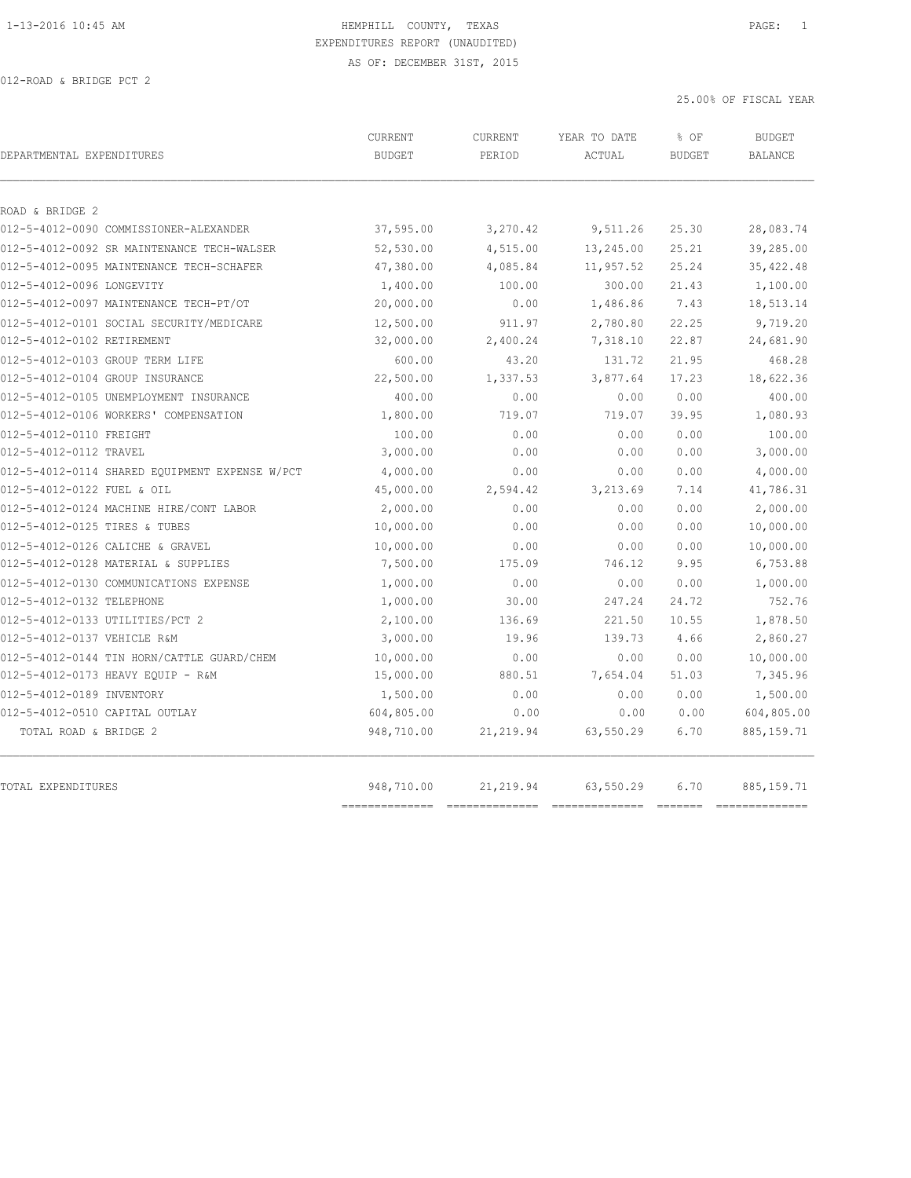HEMPHILL COUNTY, TEXAS
EXPENDITURES REPORT (UNAUDITED)
AS OF: DECEMBER 31ST, 2015

012-ROAD & BRIDGE PCT 2

25.00% OF FISCAL YEAR

| DEPARTMENTAL EXPENDITURES | CURRENT BUDGET | CURRENT PERIOD | YEAR TO DATE ACTUAL | % OF BUDGET | BUDGET BALANCE |
|---|---|---|---|---|---|
| ROAD & BRIDGE 2 | | | | | |
| 012-5-4012-0090 COMMISSIONER-ALEXANDER | 37,595.00 | 3,270.42 | 9,511.26 | 25.30 | 28,083.74 |
| 012-5-4012-0092 SR MAINTENANCE TECH-WALSER | 52,530.00 | 4,515.00 | 13,245.00 | 25.21 | 39,285.00 |
| 012-5-4012-0095 MAINTENANCE TECH-SCHAFER | 47,380.00 | 4,085.84 | 11,957.52 | 25.24 | 35,422.48 |
| 012-5-4012-0096 LONGEVITY | 1,400.00 | 100.00 | 300.00 | 21.43 | 1,100.00 |
| 012-5-4012-0097 MAINTENANCE TECH-PT/OT | 20,000.00 | 0.00 | 1,486.86 | 7.43 | 18,513.14 |
| 012-5-4012-0101 SOCIAL SECURITY/MEDICARE | 12,500.00 | 911.97 | 2,780.80 | 22.25 | 9,719.20 |
| 012-5-4012-0102 RETIREMENT | 32,000.00 | 2,400.24 | 7,318.10 | 22.87 | 24,681.90 |
| 012-5-4012-0103 GROUP TERM LIFE | 600.00 | 43.20 | 131.72 | 21.95 | 468.28 |
| 012-5-4012-0104 GROUP INSURANCE | 22,500.00 | 1,337.53 | 3,877.64 | 17.23 | 18,622.36 |
| 012-5-4012-0105 UNEMPLOYMENT INSURANCE | 400.00 | 0.00 | 0.00 | 0.00 | 400.00 |
| 012-5-4012-0106 WORKERS' COMPENSATION | 1,800.00 | 719.07 | 719.07 | 39.95 | 1,080.93 |
| 012-5-4012-0110 FREIGHT | 100.00 | 0.00 | 0.00 | 0.00 | 100.00 |
| 012-5-4012-0112 TRAVEL | 3,000.00 | 0.00 | 0.00 | 0.00 | 3,000.00 |
| 012-5-4012-0114 SHARED EQUIPMENT EXPENSE W/PCT | 4,000.00 | 0.00 | 0.00 | 0.00 | 4,000.00 |
| 012-5-4012-0122 FUEL & OIL | 45,000.00 | 2,594.42 | 3,213.69 | 7.14 | 41,786.31 |
| 012-5-4012-0124 MACHINE HIRE/CONT LABOR | 2,000.00 | 0.00 | 0.00 | 0.00 | 2,000.00 |
| 012-5-4012-0125 TIRES & TUBES | 10,000.00 | 0.00 | 0.00 | 0.00 | 10,000.00 |
| 012-5-4012-0126 CALICHE & GRAVEL | 10,000.00 | 0.00 | 0.00 | 0.00 | 10,000.00 |
| 012-5-4012-0128 MATERIAL & SUPPLIES | 7,500.00 | 175.09 | 746.12 | 9.95 | 6,753.88 |
| 012-5-4012-0130 COMMUNICATIONS EXPENSE | 1,000.00 | 0.00 | 0.00 | 0.00 | 1,000.00 |
| 012-5-4012-0132 TELEPHONE | 1,000.00 | 30.00 | 247.24 | 24.72 | 752.76 |
| 012-5-4012-0133 UTILITIES/PCT 2 | 2,100.00 | 136.69 | 221.50 | 10.55 | 1,878.50 |
| 012-5-4012-0137 VEHICLE R&M | 3,000.00 | 19.96 | 139.73 | 4.66 | 2,860.27 |
| 012-5-4012-0144 TIN HORN/CATTLE GUARD/CHEM | 10,000.00 | 0.00 | 0.00 | 0.00 | 10,000.00 |
| 012-5-4012-0173 HEAVY EQUIP - R&M | 15,000.00 | 880.51 | 7,654.04 | 51.03 | 7,345.96 |
| 012-5-4012-0189 INVENTORY | 1,500.00 | 0.00 | 0.00 | 0.00 | 1,500.00 |
| 012-5-4012-0510 CAPITAL OUTLAY | 604,805.00 | 0.00 | 0.00 | 0.00 | 604,805.00 |
| TOTAL ROAD & BRIDGE 2 | 948,710.00 | 21,219.94 | 63,550.29 | 6.70 | 885,159.71 |
| TOTAL EXPENDITURES | 948,710.00 | 21,219.94 | 63,550.29 | 6.70 | 885,159.71 |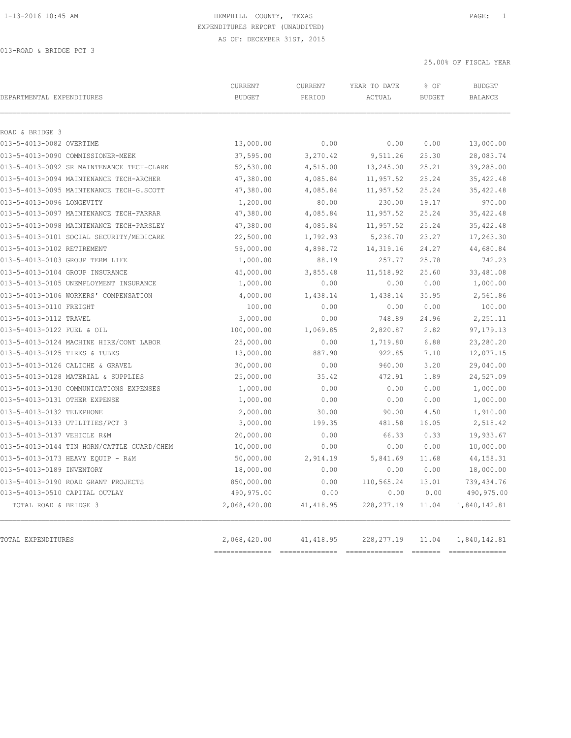HEMPHILL COUNTY, TEXAS
EXPENDITURES REPORT (UNAUDITED)
AS OF: DECEMBER 31ST, 2015

013-ROAD & BRIDGE PCT 3

25.00% OF FISCAL YEAR

| DEPARTMENTAL EXPENDITURES | CURRENT BUDGET | CURRENT PERIOD | YEAR TO DATE ACTUAL | % OF BUDGET | BUDGET BALANCE |
|---|---|---|---|---|---|
| ROAD & BRIDGE 3 | | | | | |
| 013-5-4013-0082 OVERTIME | 13,000.00 | 0.00 | 0.00 | 0.00 | 13,000.00 |
| 013-5-4013-0090 COMMISSIONER-MEEK | 37,595.00 | 3,270.42 | 9,511.26 | 25.30 | 28,083.74 |
| 013-5-4013-0092 SR MAINTENANCE TECH-CLARK | 52,530.00 | 4,515.00 | 13,245.00 | 25.21 | 39,285.00 |
| 013-5-4013-0094 MAINTENANCE TECH-ARCHER | 47,380.00 | 4,085.84 | 11,957.52 | 25.24 | 35,422.48 |
| 013-5-4013-0095 MAINTENANCE TECH-G.SCOTT | 47,380.00 | 4,085.84 | 11,957.52 | 25.24 | 35,422.48 |
| 013-5-4013-0096 LONGEVITY | 1,200.00 | 80.00 | 230.00 | 19.17 | 970.00 |
| 013-5-4013-0097 MAINTENANCE TECH-FARRAR | 47,380.00 | 4,085.84 | 11,957.52 | 25.24 | 35,422.48 |
| 013-5-4013-0098 MAINTENANCE TECH-PARSLEY | 47,380.00 | 4,085.84 | 11,957.52 | 25.24 | 35,422.48 |
| 013-5-4013-0101 SOCIAL SECURITY/MEDICARE | 22,500.00 | 1,792.93 | 5,236.70 | 23.27 | 17,263.30 |
| 013-5-4013-0102 RETIREMENT | 59,000.00 | 4,898.72 | 14,319.16 | 24.27 | 44,680.84 |
| 013-5-4013-0103 GROUP TERM LIFE | 1,000.00 | 88.19 | 257.77 | 25.78 | 742.23 |
| 013-5-4013-0104 GROUP INSURANCE | 45,000.00 | 3,855.48 | 11,518.92 | 25.60 | 33,481.08 |
| 013-5-4013-0105 UNEMPLOYMENT INSURANCE | 1,000.00 | 0.00 | 0.00 | 0.00 | 1,000.00 |
| 013-5-4013-0106 WORKERS' COMPENSATION | 4,000.00 | 1,438.14 | 1,438.14 | 35.95 | 2,561.86 |
| 013-5-4013-0110 FREIGHT | 100.00 | 0.00 | 0.00 | 0.00 | 100.00 |
| 013-5-4013-0112 TRAVEL | 3,000.00 | 0.00 | 748.89 | 24.96 | 2,251.11 |
| 013-5-4013-0122 FUEL & OIL | 100,000.00 | 1,069.85 | 2,820.87 | 2.82 | 97,179.13 |
| 013-5-4013-0124 MACHINE HIRE/CONT LABOR | 25,000.00 | 0.00 | 1,719.80 | 6.88 | 23,280.20 |
| 013-5-4013-0125 TIRES & TUBES | 13,000.00 | 887.90 | 922.85 | 7.10 | 12,077.15 |
| 013-5-4013-0126 CALICHE & GRAVEL | 30,000.00 | 0.00 | 960.00 | 3.20 | 29,040.00 |
| 013-5-4013-0128 MATERIAL & SUPPLIES | 25,000.00 | 35.42 | 472.91 | 1.89 | 24,527.09 |
| 013-5-4013-0130 COMMUNICATIONS EXPENSES | 1,000.00 | 0.00 | 0.00 | 0.00 | 1,000.00 |
| 013-5-4013-0131 OTHER EXPENSE | 1,000.00 | 0.00 | 0.00 | 0.00 | 1,000.00 |
| 013-5-4013-0132 TELEPHONE | 2,000.00 | 30.00 | 90.00 | 4.50 | 1,910.00 |
| 013-5-4013-0133 UTILITIES/PCT 3 | 3,000.00 | 199.35 | 481.58 | 16.05 | 2,518.42 |
| 013-5-4013-0137 VEHICLE R&M | 20,000.00 | 0.00 | 66.33 | 0.33 | 19,933.67 |
| 013-5-4013-0144 TIN HORN/CATTLE GUARD/CHEM | 10,000.00 | 0.00 | 0.00 | 0.00 | 10,000.00 |
| 013-5-4013-0173 HEAVY EQUIP - R&M | 50,000.00 | 2,914.19 | 5,841.69 | 11.68 | 44,158.31 |
| 013-5-4013-0189 INVENTORY | 18,000.00 | 0.00 | 0.00 | 0.00 | 18,000.00 |
| 013-5-4013-0190 ROAD GRANT PROJECTS | 850,000.00 | 0.00 | 110,565.24 | 13.01 | 739,434.76 |
| 013-5-4013-0510 CAPITAL OUTLAY | 490,975.00 | 0.00 | 0.00 | 0.00 | 490,975.00 |
| TOTAL ROAD & BRIDGE 3 | 2,068,420.00 | 41,418.95 | 228,277.19 | 11.04 | 1,840,142.81 |
| TOTAL EXPENDITURES | 2,068,420.00 | 41,418.95 | 228,277.19 | 11.04 | 1,840,142.81 |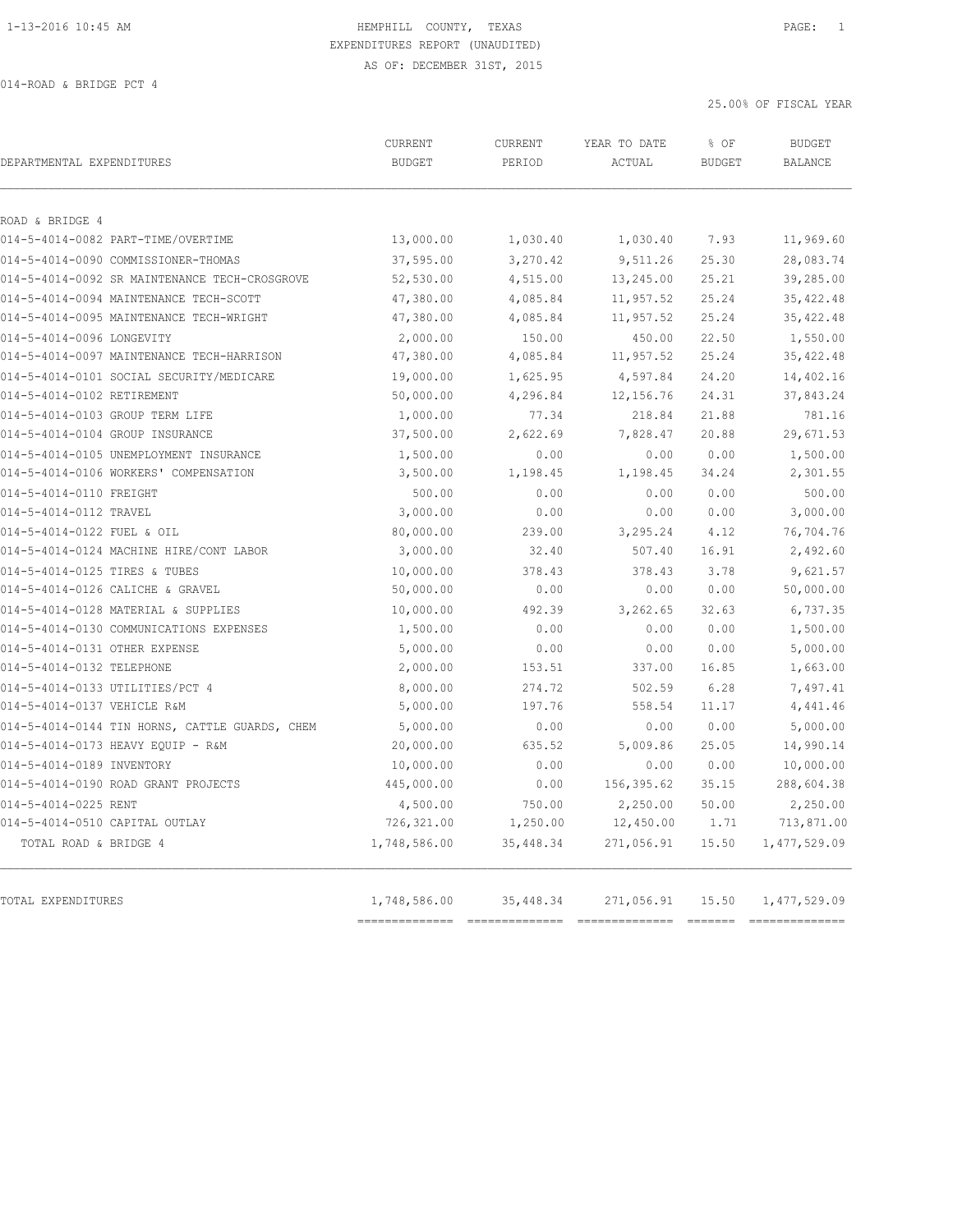HEMPHILL COUNTY, TEXAS
EXPENDITURES REPORT (UNAUDITED)
AS OF: DECEMBER 31ST, 2015

014-ROAD & BRIDGE PCT 4

25.00% OF FISCAL YEAR

| DEPARTMENTAL EXPENDITURES | CURRENT BUDGET | CURRENT PERIOD | YEAR TO DATE ACTUAL | % OF BUDGET | BUDGET BALANCE |
|---|---|---|---|---|---|
| ROAD & BRIDGE 4 | | | | | |
| 014-5-4014-0082 PART-TIME/OVERTIME | 13,000.00 | 1,030.40 | 1,030.40 | 7.93 | 11,969.60 |
| 014-5-4014-0090 COMMISSIONER-THOMAS | 37,595.00 | 3,270.42 | 9,511.26 | 25.30 | 28,083.74 |
| 014-5-4014-0092 SR MAINTENANCE TECH-CROSGROVE | 52,530.00 | 4,515.00 | 13,245.00 | 25.21 | 39,285.00 |
| 014-5-4014-0094 MAINTENANCE TECH-SCOTT | 47,380.00 | 4,085.84 | 11,957.52 | 25.24 | 35,422.48 |
| 014-5-4014-0095 MAINTENANCE TECH-WRIGHT | 47,380.00 | 4,085.84 | 11,957.52 | 25.24 | 35,422.48 |
| 014-5-4014-0096 LONGEVITY | 2,000.00 | 150.00 | 450.00 | 22.50 | 1,550.00 |
| 014-5-4014-0097 MAINTENANCE TECH-HARRISON | 47,380.00 | 4,085.84 | 11,957.52 | 25.24 | 35,422.48 |
| 014-5-4014-0101 SOCIAL SECURITY/MEDICARE | 19,000.00 | 1,625.95 | 4,597.84 | 24.20 | 14,402.16 |
| 014-5-4014-0102 RETIREMENT | 50,000.00 | 4,296.84 | 12,156.76 | 24.31 | 37,843.24 |
| 014-5-4014-0103 GROUP TERM LIFE | 1,000.00 | 77.34 | 218.84 | 21.88 | 781.16 |
| 014-5-4014-0104 GROUP INSURANCE | 37,500.00 | 2,622.69 | 7,828.47 | 20.88 | 29,671.53 |
| 014-5-4014-0105 UNEMPLOYMENT INSURANCE | 1,500.00 | 0.00 | 0.00 | 0.00 | 1,500.00 |
| 014-5-4014-0106 WORKERS' COMPENSATION | 3,500.00 | 1,198.45 | 1,198.45 | 34.24 | 2,301.55 |
| 014-5-4014-0110 FREIGHT | 500.00 | 0.00 | 0.00 | 0.00 | 500.00 |
| 014-5-4014-0112 TRAVEL | 3,000.00 | 0.00 | 0.00 | 0.00 | 3,000.00 |
| 014-5-4014-0122 FUEL & OIL | 80,000.00 | 239.00 | 3,295.24 | 4.12 | 76,704.76 |
| 014-5-4014-0124 MACHINE HIRE/CONT LABOR | 3,000.00 | 32.40 | 507.40 | 16.91 | 2,492.60 |
| 014-5-4014-0125 TIRES & TUBES | 10,000.00 | 378.43 | 378.43 | 3.78 | 9,621.57 |
| 014-5-4014-0126 CALICHE & GRAVEL | 50,000.00 | 0.00 | 0.00 | 0.00 | 50,000.00 |
| 014-5-4014-0128 MATERIAL & SUPPLIES | 10,000.00 | 492.39 | 3,262.65 | 32.63 | 6,737.35 |
| 014-5-4014-0130 COMMUNICATIONS EXPENSES | 1,500.00 | 0.00 | 0.00 | 0.00 | 1,500.00 |
| 014-5-4014-0131 OTHER EXPENSE | 5,000.00 | 0.00 | 0.00 | 0.00 | 5,000.00 |
| 014-5-4014-0132 TELEPHONE | 2,000.00 | 153.51 | 337.00 | 16.85 | 1,663.00 |
| 014-5-4014-0133 UTILITIES/PCT 4 | 8,000.00 | 274.72 | 502.59 | 6.28 | 7,497.41 |
| 014-5-4014-0137 VEHICLE R&M | 5,000.00 | 197.76 | 558.54 | 11.17 | 4,441.46 |
| 014-5-4014-0144 TIN HORNS, CATTLE GUARDS, CHEM | 5,000.00 | 0.00 | 0.00 | 0.00 | 5,000.00 |
| 014-5-4014-0173 HEAVY EQUIP - R&M | 20,000.00 | 635.52 | 5,009.86 | 25.05 | 14,990.14 |
| 014-5-4014-0189 INVENTORY | 10,000.00 | 0.00 | 0.00 | 0.00 | 10,000.00 |
| 014-5-4014-0190 ROAD GRANT PROJECTS | 445,000.00 | 0.00 | 156,395.62 | 35.15 | 288,604.38 |
| 014-5-4014-0225 RENT | 4,500.00 | 750.00 | 2,250.00 | 50.00 | 2,250.00 |
| 014-5-4014-0510 CAPITAL OUTLAY | 726,321.00 | 1,250.00 | 12,450.00 | 1.71 | 713,871.00 |
| TOTAL ROAD & BRIDGE 4 | 1,748,586.00 | 35,448.34 | 271,056.91 | 15.50 | 1,477,529.09 |
| TOTAL EXPENDITURES | 1,748,586.00 | 35,448.34 | 271,056.91 | 15.50 | 1,477,529.09 |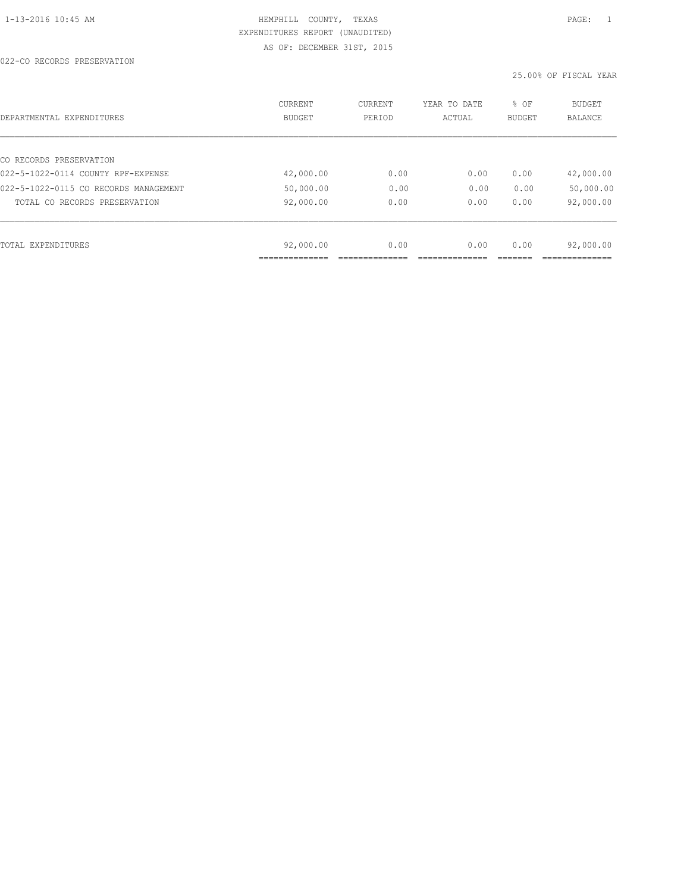HEMPHILL COUNTY, TEXAS
EXPENDITURES REPORT (UNAUDITED)
AS OF: DECEMBER 31ST, 2015

022-CO RECORDS PRESERVATION

25.00% OF FISCAL YEAR

| DEPARTMENTAL EXPENDITURES | CURRENT BUDGET | CURRENT PERIOD | YEAR TO DATE ACTUAL | % OF BUDGET | BUDGET BALANCE |
|---|---|---|---|---|---|
| CO RECORDS PRESERVATION | | | | | |
| 022-5-1022-0114 COUNTY RPF-EXPENSE | 42,000.00 | 0.00 | 0.00 | 0.00 | 42,000.00 |
| 022-5-1022-0115 CO RECORDS MANAGEMENT | 50,000.00 | 0.00 | 0.00 | 0.00 | 50,000.00 |
| TOTAL CO RECORDS PRESERVATION | 92,000.00 | 0.00 | 0.00 | 0.00 | 92,000.00 |
| TOTAL EXPENDITURES | 92,000.00 | 0.00 | 0.00 | 0.00 | 92,000.00 |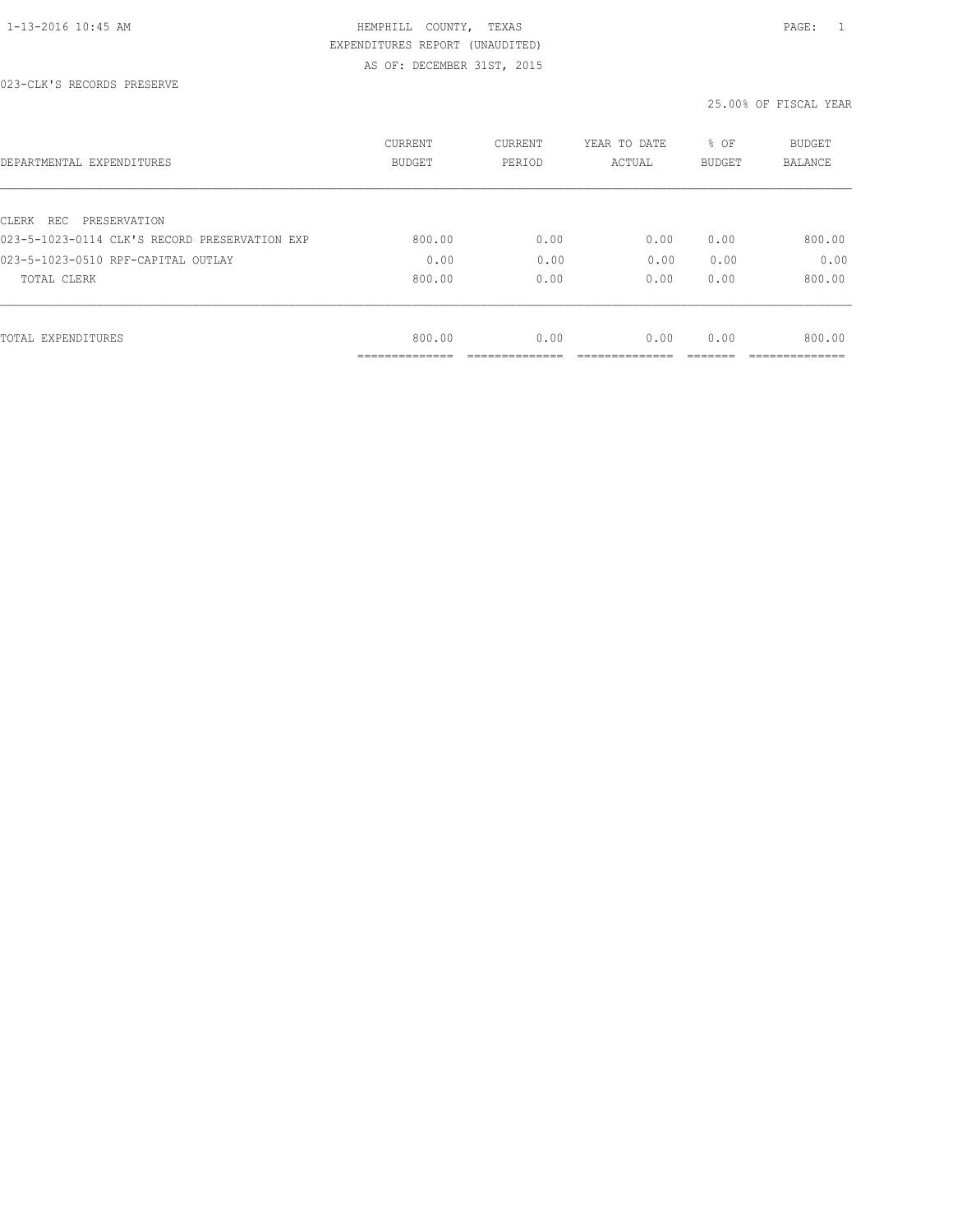HEMPHILL COUNTY, TEXAS
EXPENDITURES REPORT (UNAUDITED)
AS OF: DECEMBER 31ST, 2015

023-CLK'S RECORDS PRESERVE

25.00% OF FISCAL YEAR

| DEPARTMENTAL EXPENDITURES | CURRENT BUDGET | CURRENT PERIOD | YEAR TO DATE ACTUAL | % OF BUDGET | BUDGET BALANCE |
|---|---|---|---|---|---|
| CLERK REC PRESERVATION | | | | | |
| 023-5-1023-0114 CLK'S RECORD PRESERVATION EXP | 800.00 | 0.00 | 0.00 | 0.00 | 800.00 |
| 023-5-1023-0510 RPF-CAPITAL OUTLAY | 0.00 | 0.00 | 0.00 | 0.00 | 0.00 |
| TOTAL CLERK | 800.00 | 0.00 | 0.00 | 0.00 | 800.00 |
| TOTAL EXPENDITURES | 800.00 | 0.00 | 0.00 | 0.00 | 800.00 |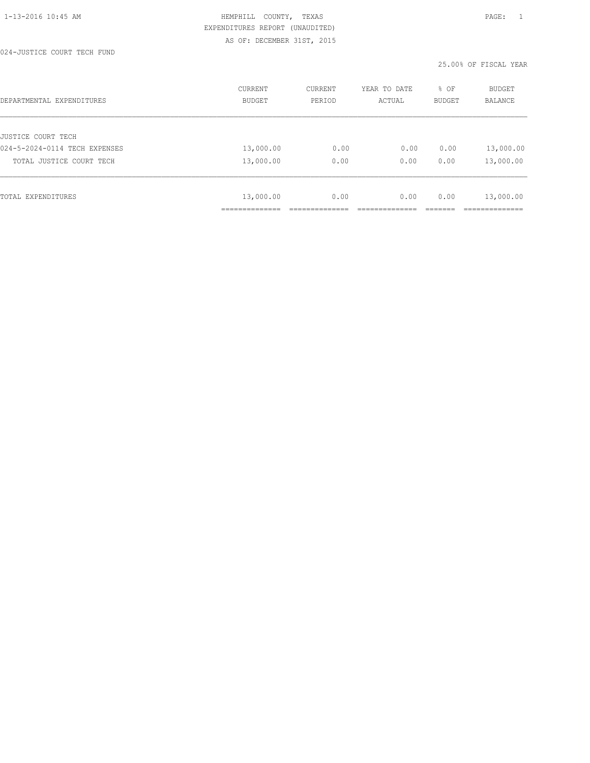HEMPHILL COUNTY, TEXAS

EXPENDITURES REPORT (UNAUDITED)

AS OF: DECEMBER 31ST, 2015

024-JUSTICE COURT TECH FUND

25.00% OF FISCAL YEAR

| DEPARTMENTAL EXPENDITURES | CURRENT BUDGET | CURRENT PERIOD | YEAR TO DATE ACTUAL | % OF BUDGET | BUDGET BALANCE |
|---|---|---|---|---|---|
| JUSTICE COURT TECH | | | | | |
| 024-5-2024-0114 TECH EXPENSES | 13,000.00 | 0.00 | 0.00 | 0.00 | 13,000.00 |
| TOTAL JUSTICE COURT TECH | 13,000.00 | 0.00 | 0.00 | 0.00 | 13,000.00 |
| TOTAL EXPENDITURES | 13,000.00 | 0.00 | 0.00 | 0.00 | 13,000.00 |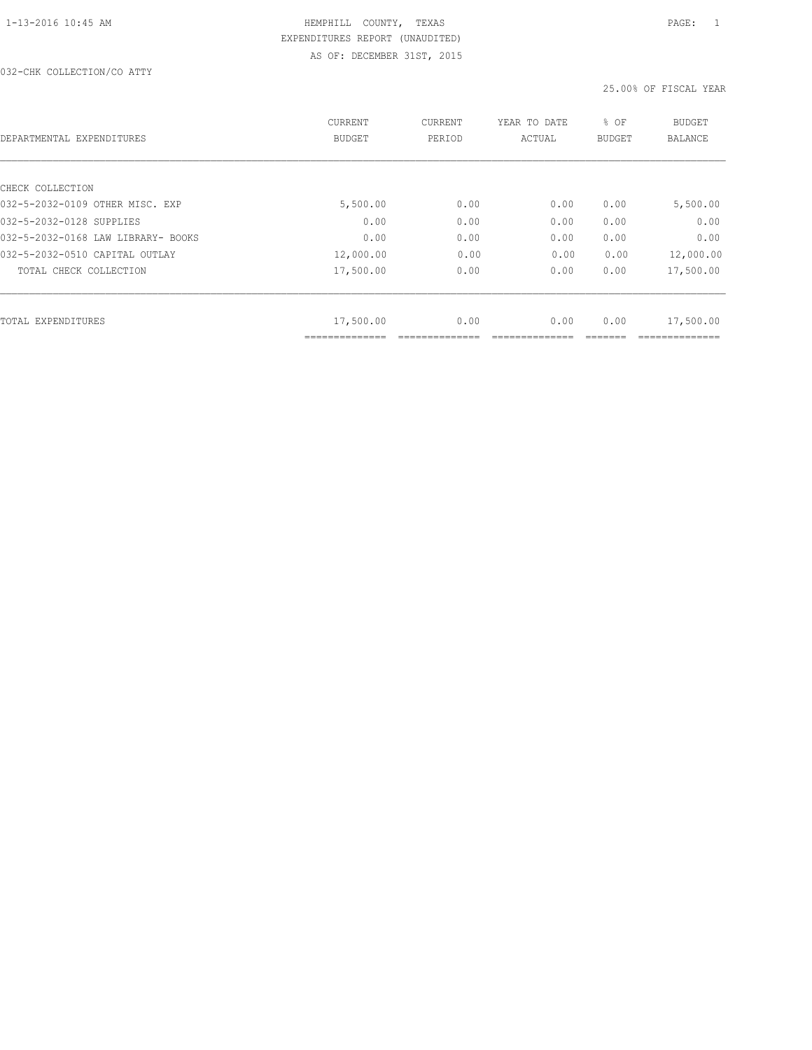HEMPHILL COUNTY, TEXAS
EXPENDITURES REPORT (UNAUDITED)
AS OF: DECEMBER 31ST, 2015

032-CHK COLLECTION/CO ATTY

25.00% OF FISCAL YEAR

| DEPARTMENTAL EXPENDITURES | CURRENT BUDGET | CURRENT PERIOD | YEAR TO DATE ACTUAL | % OF BUDGET | BUDGET BALANCE |
|---|---|---|---|---|---|
| CHECK COLLECTION | | | | | |
| 032-5-2032-0109 OTHER MISC. EXP | 5,500.00 | 0.00 | 0.00 | 0.00 | 5,500.00 |
| 032-5-2032-0128 SUPPLIES | 0.00 | 0.00 | 0.00 | 0.00 | 0.00 |
| 032-5-2032-0168 LAW LIBRARY- BOOKS | 0.00 | 0.00 | 0.00 | 0.00 | 0.00 |
| 032-5-2032-0510 CAPITAL OUTLAY | 12,000.00 | 0.00 | 0.00 | 0.00 | 12,000.00 |
| TOTAL CHECK COLLECTION | 17,500.00 | 0.00 | 0.00 | 0.00 | 17,500.00 |
| TOTAL EXPENDITURES | 17,500.00 | 0.00 | 0.00 | 0.00 | 17,500.00 |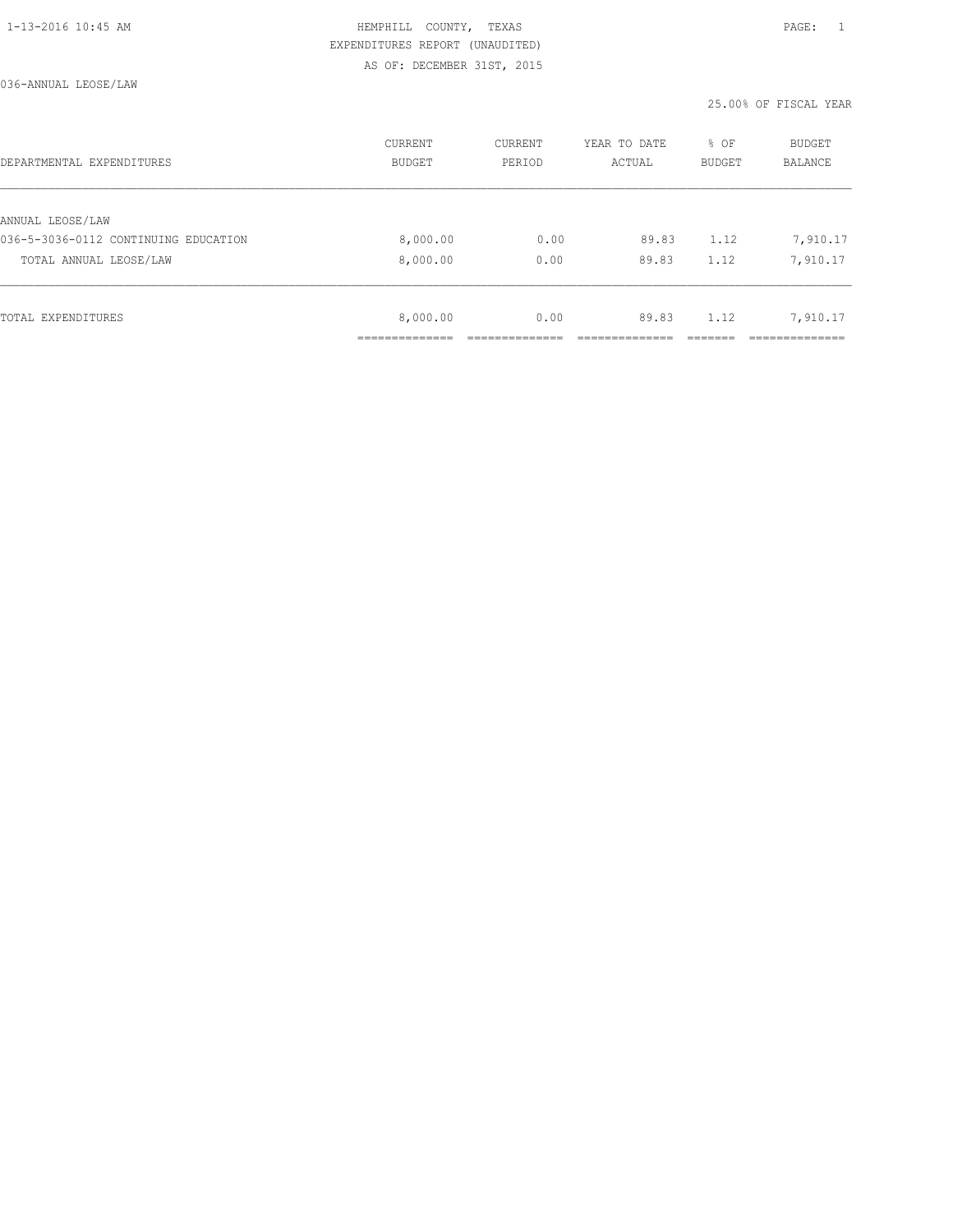HEMPHILL COUNTY, TEXAS
EXPENDITURES REPORT (UNAUDITED)
AS OF: DECEMBER 31ST, 2015

036-ANNUAL LEOSE/LAW

25.00% OF FISCAL YEAR

| DEPARTMENTAL EXPENDITURES | CURRENT BUDGET | CURRENT PERIOD | YEAR TO DATE ACTUAL | % OF BUDGET | BUDGET BALANCE |
|---|---|---|---|---|---|
| ANNUAL LEOSE/LAW | | | | | |
| 036-5-3036-0112 CONTINUING EDUCATION | 8,000.00 | 0.00 | 89.83 | 1.12 | 7,910.17 |
| TOTAL ANNUAL LEOSE/LAW | 8,000.00 | 0.00 | 89.83 | 1.12 | 7,910.17 |
| TOTAL EXPENDITURES | 8,000.00 | 0.00 | 89.83 | 1.12 | 7,910.17 |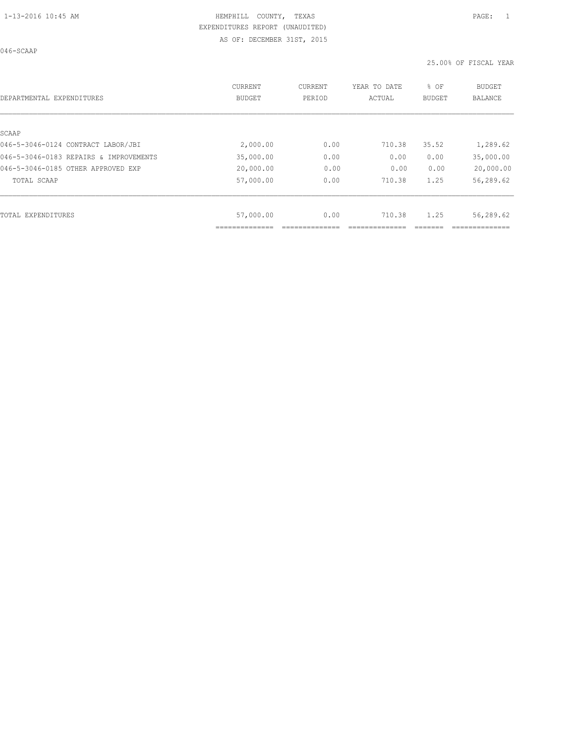HEMPHILL COUNTY, TEXAS
EXPENDITURES REPORT (UNAUDITED)
AS OF: DECEMBER 31ST, 2015

046-SCAAP

25.00% OF FISCAL YEAR

| DEPARTMENTAL EXPENDITURES | CURRENT BUDGET | CURRENT PERIOD | YEAR TO DATE ACTUAL | % OF BUDGET | BUDGET BALANCE |
|---|---|---|---|---|---|
| SCAAP | | | | | |
| 046-5-3046-0124 CONTRACT LABOR/JBI | 2,000.00 | 0.00 | 710.38 | 35.52 | 1,289.62 |
| 046-5-3046-0183 REPAIRS & IMPROVEMENTS | 35,000.00 | 0.00 | 0.00 | 0.00 | 35,000.00 |
| 046-5-3046-0185 OTHER APPROVED EXP | 20,000.00 | 0.00 | 0.00 | 0.00 | 20,000.00 |
| TOTAL SCAAP | 57,000.00 | 0.00 | 710.38 | 1.25 | 56,289.62 |
| TOTAL EXPENDITURES | 57,000.00 | 0.00 | 710.38 | 1.25 | 56,289.62 |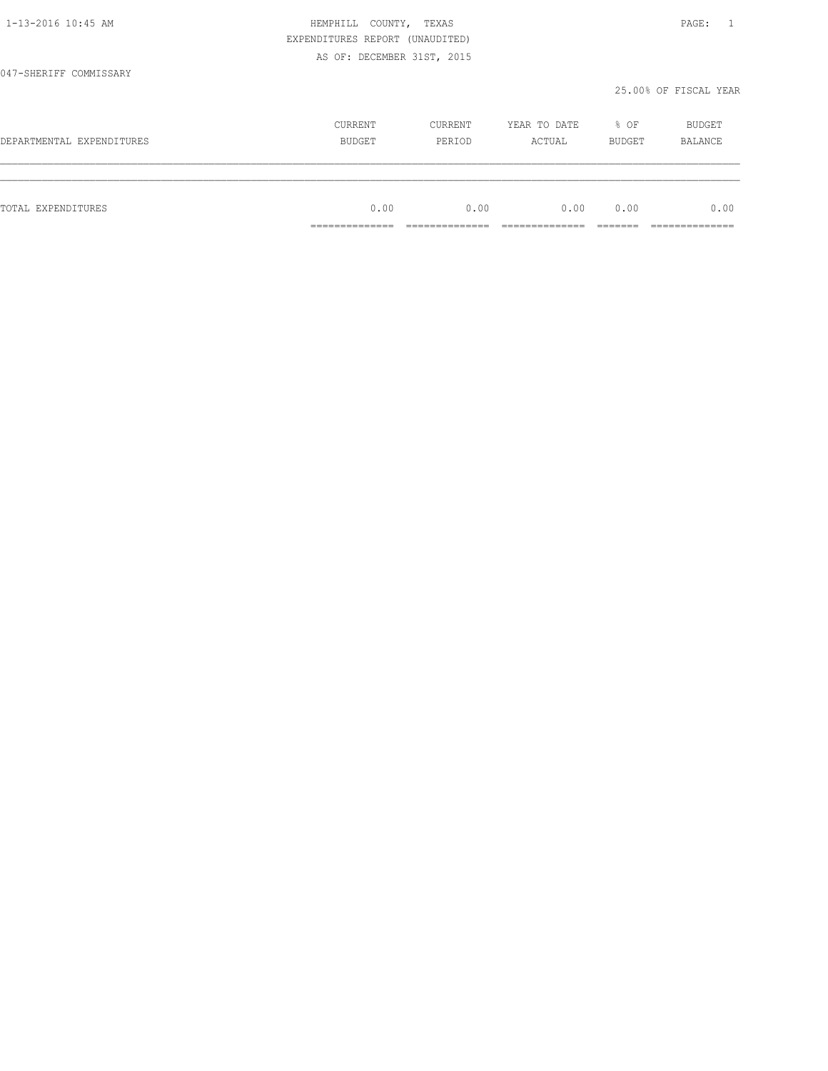HEMPHILL COUNTY, TEXAS
EXPENDITURES REPORT (UNAUDITED)
AS OF: DECEMBER 31ST, 2015

047-SHERIFF COMMISSARY

25.00% OF FISCAL YEAR

| DEPARTMENTAL EXPENDITURES | CURRENT BUDGET | CURRENT PERIOD | YEAR TO DATE ACTUAL | % OF BUDGET | BUDGET BALANCE |
|---|---|---|---|---|---|
| TOTAL EXPENDITURES | 0.00 | 0.00 | 0.00 | 0.00 | 0.00 |